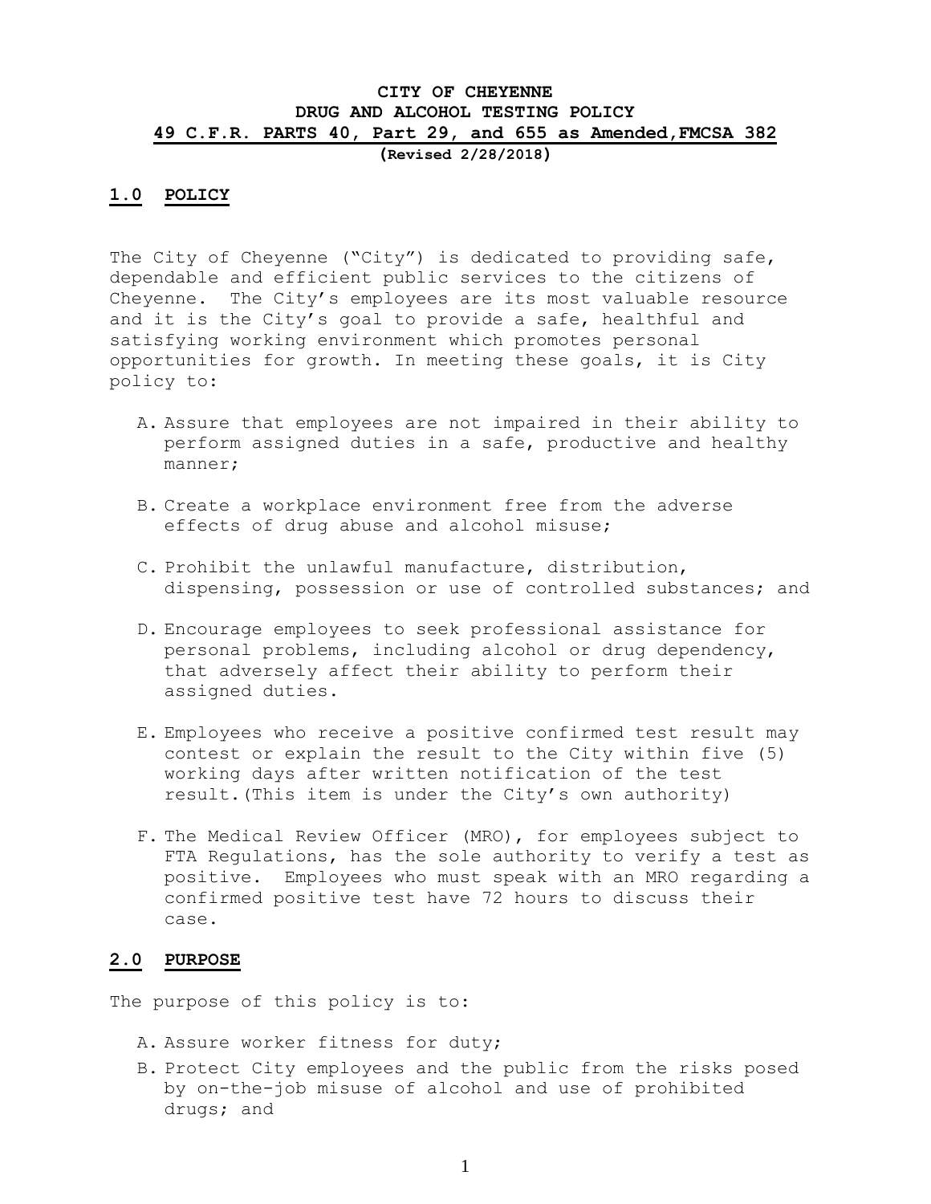# CITY OF CHEYENNE
# DRUG AND ALCOHOL TESTING POLICY
## 49 C.F.R. PARTS 40, Part 29, and 655 as Amended,FMCSA 382

**(Revised 2/28/2018)**

## 1.0 POLICY

The City of Cheyenne ("City") is dedicated to providing safe, dependable and efficient public services to the citizens of Cheyenne. The City's employees are its most valuable resource and it is the City's goal to provide a safe, healthful and satisfying working environment which promotes personal opportunities for growth. In meeting these goals, it is City policy to:

A. Assure that employees are not impaired in their ability to perform assigned duties in a safe, productive and healthy manner;

B. Create a workplace environment free from the adverse effects of drug abuse and alcohol misuse;

C. Prohibit the unlawful manufacture, distribution, dispensing, possession or use of controlled substances; and

D. Encourage employees to seek professional assistance for personal problems, including alcohol or drug dependency, that adversely affect their ability to perform their assigned duties.

E. Employees who receive a positive confirmed test result may contest or explain the result to the City within five (5) working days after written notification of the test result.(This item is under the City's own authority)

F. The Medical Review Officer (MRO), for employees subject to FTA Regulations, has the sole authority to verify a test as positive. Employees who must speak with an MRO regarding a confirmed positive test have 72 hours to discuss their case.

## 2.0 PURPOSE

The purpose of this policy is to:

A. Assure worker fitness for duty;

B. Protect City employees and the public from the risks posed by on-the-job misuse of alcohol and use of prohibited drugs; and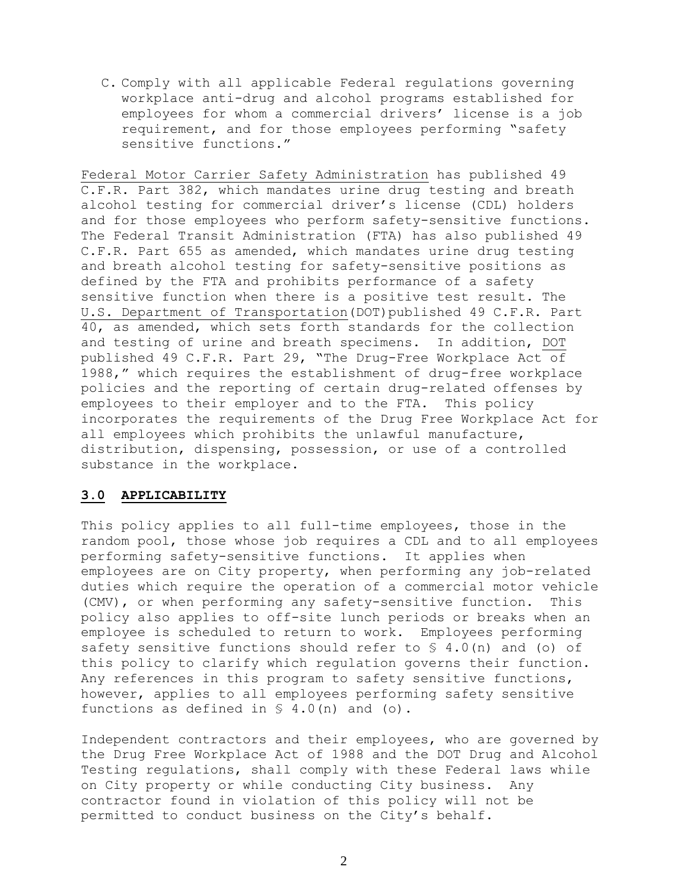C. Comply with all applicable Federal regulations governing workplace anti-drug and alcohol programs established for employees for whom a commercial drivers' license is a job requirement, and for those employees performing "safety sensitive functions."

Federal Motor Carrier Safety Administration has published 49 C.F.R. Part 382, which mandates urine drug testing and breath alcohol testing for commercial driver's license (CDL) holders and for those employees who perform safety-sensitive functions. The Federal Transit Administration (FTA) has also published 49 C.F.R. Part 655 as amended, which mandates urine drug testing and breath alcohol testing for safety-sensitive positions as defined by the FTA and prohibits performance of a safety sensitive function when there is a positive test result. The U.S. Department of Transportation (DOT) published 49 C.F.R. Part 40, as amended, which sets forth standards for the collection and testing of urine and breath specimens. In addition, DOT published 49 C.F.R. Part 29, "The Drug-Free Workplace Act of 1988," which requires the establishment of drug-free workplace policies and the reporting of certain drug-related offenses by employees to their employer and to the FTA. This policy incorporates the requirements of the Drug Free Workplace Act for all employees which prohibits the unlawful manufacture, distribution, dispensing, possession, or use of a controlled substance in the workplace.

## 3.0 APPLICABILITY

This policy applies to all full-time employees, those in the random pool, those whose job requires a CDL and to all employees performing safety-sensitive functions. It applies when employees are on City property, when performing any job-related duties which require the operation of a commercial motor vehicle (CMV), or when performing any safety-sensitive function. This policy also applies to off-site lunch periods or breaks when an employee is scheduled to return to work. Employees performing safety sensitive functions should refer to § 4.0(n) and (o) of this policy to clarify which regulation governs their function. Any references in this program to safety sensitive functions, however, applies to all employees performing safety sensitive functions as defined in § 4.0(n) and (o).

Independent contractors and their employees, who are governed by the Drug Free Workplace Act of 1988 and the DOT Drug and Alcohol Testing regulations, shall comply with these Federal laws while on City property or while conducting City business. Any contractor found in violation of this policy will not be permitted to conduct business on the City's behalf.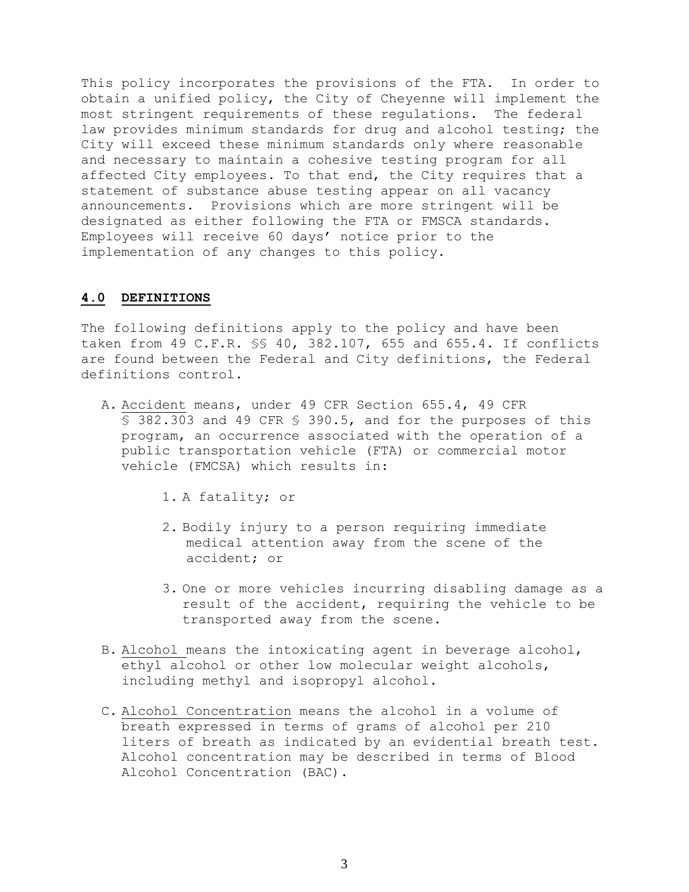This policy incorporates the provisions of the FTA. In order to obtain a unified policy, the City of Cheyenne will implement the most stringent requirements of these regulations. The federal law provides minimum standards for drug and alcohol testing; the City will exceed these minimum standards only where reasonable and necessary to maintain a cohesive testing program for all affected City employees. To that end, the City requires that a statement of substance abuse testing appear on all vacancy announcements. Provisions which are more stringent will be designated as either following the FTA or FMSCA standards. Employees will receive 60 days' notice prior to the implementation of any changes to this policy.

## 4.0 DEFINITIONS

The following definitions apply to the policy and have been taken from 49 C.F.R. §§ 40, 382.107, 655 and 655.4. If conflicts are found between the Federal and City definitions, the Federal definitions control.

A. Accident means, under 49 CFR Section 655.4, 49 CFR § 382.303 and 49 CFR § 390.5, and for the purposes of this program, an occurrence associated with the operation of a public transportation vehicle (FTA) or commercial motor vehicle (FMCSA) which results in:

   1. A fatality; or

   2. Bodily injury to a person requiring immediate medical attention away from the scene of the accident; or

   3. One or more vehicles incurring disabling damage as a result of the accident, requiring the vehicle to be transported away from the scene.

B. Alcohol means the intoxicating agent in beverage alcohol, ethyl alcohol or other low molecular weight alcohols, including methyl and isopropyl alcohol.

C. Alcohol Concentration means the alcohol in a volume of breath expressed in terms of grams of alcohol per 210 liters of breath as indicated by an evidential breath test. Alcohol concentration may be described in terms of Blood Alcohol Concentration (BAC).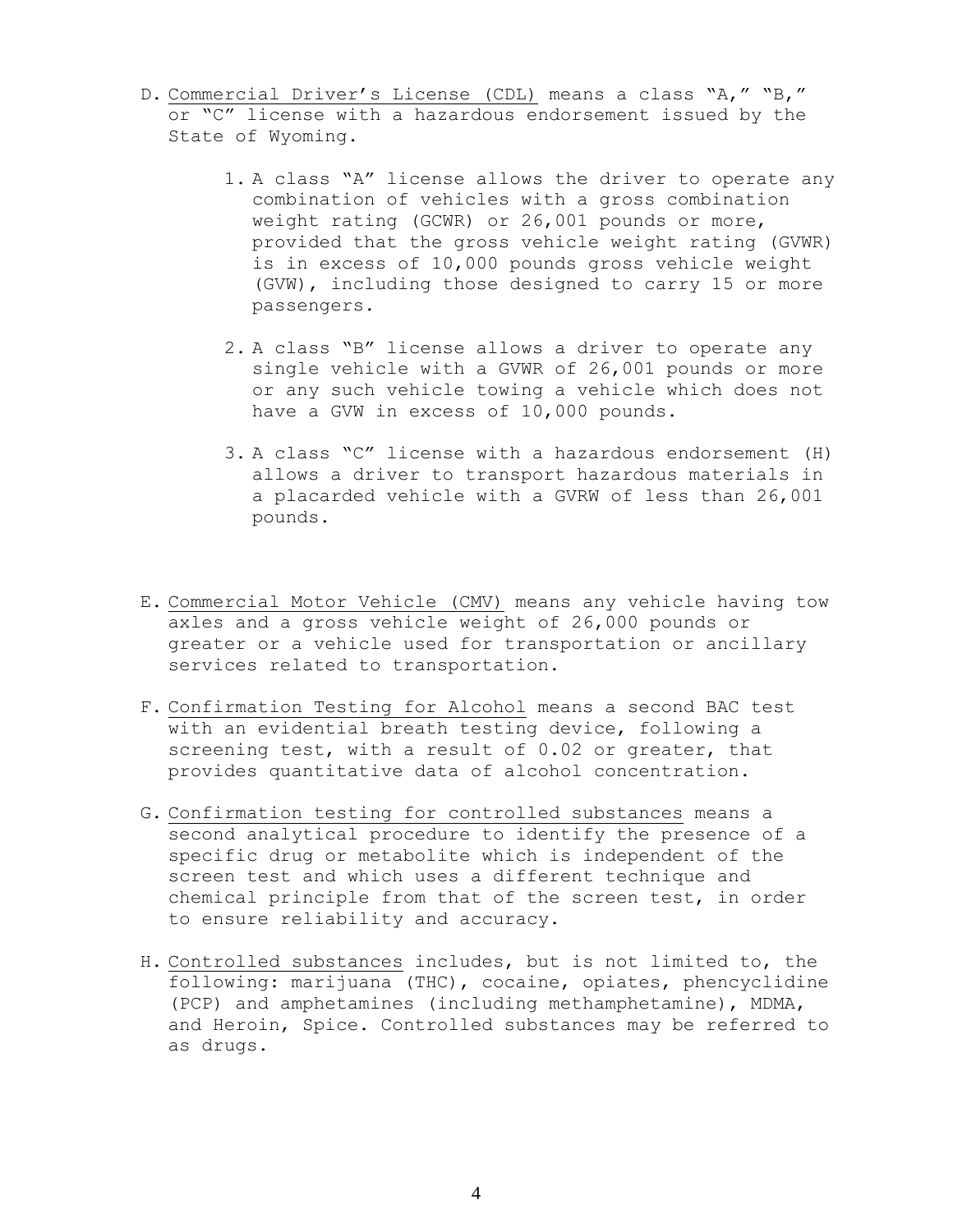D. Commercial Driver's License (CDL) means a class "A," "B," or "C" license with a hazardous endorsement issued by the State of Wyoming.

   1. A class "A" license allows the driver to operate any combination of vehicles with a gross combination weight rating (GCWR) or 26,001 pounds or more, provided that the gross vehicle weight rating (GVWR) is in excess of 10,000 pounds gross vehicle weight (GVW), including those designed to carry 15 or more passengers.

   2. A class "B" license allows a driver to operate any single vehicle with a GVWR of 26,001 pounds or more or any such vehicle towing a vehicle which does not have a GVW in excess of 10,000 pounds.

   3. A class "C" license with a hazardous endorsement (H) allows a driver to transport hazardous materials in a placarded vehicle with a GVRW of less than 26,001 pounds.

E. Commercial Motor Vehicle (CMV) means any vehicle having tow axles and a gross vehicle weight of 26,000 pounds or greater or a vehicle used for transportation or ancillary services related to transportation.

F. Confirmation Testing for Alcohol means a second BAC test with an evidential breath testing device, following a screening test, with a result of 0.02 or greater, that provides quantitative data of alcohol concentration.

G. Confirmation testing for controlled substances means a second analytical procedure to identify the presence of a specific drug or metabolite which is independent of the screen test and which uses a different technique and chemical principle from that of the screen test, in order to ensure reliability and accuracy.

H. Controlled substances includes, but is not limited to, the following: marijuana (THC), cocaine, opiates, phencyclidine (PCP) and amphetamines (including methamphetamine), MDMA, and Heroin, Spice. Controlled substances may be referred to as drugs.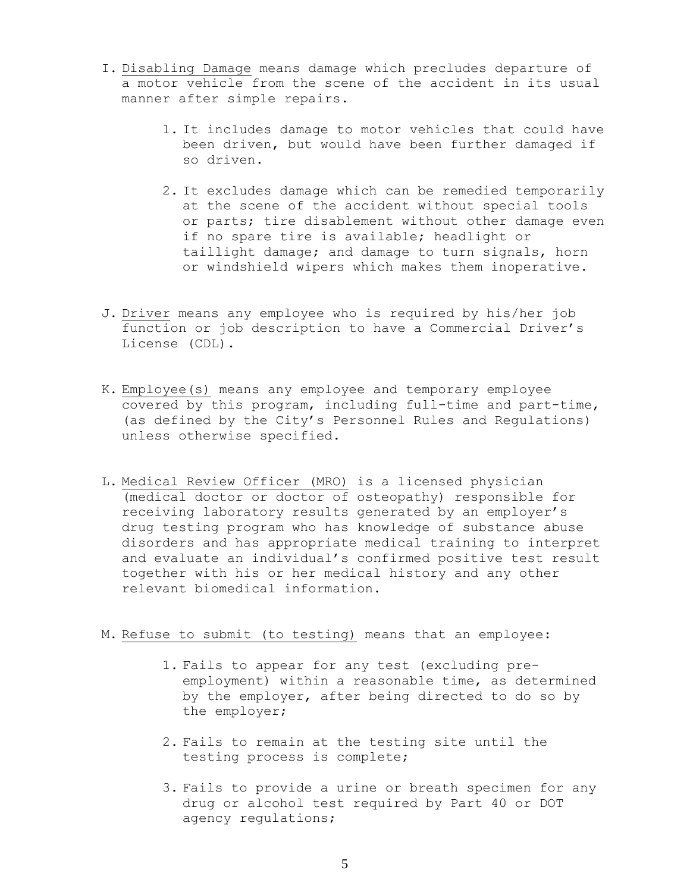I. Disabling Damage means damage which precludes departure of a motor vehicle from the scene of the accident in its usual manner after simple repairs.

   1. It includes damage to motor vehicles that could have been driven, but would have been further damaged if so driven.

   2. It excludes damage which can be remedied temporarily at the scene of the accident without special tools or parts; tire disablement without other damage even if no spare tire is available; headlight or taillight damage; and damage to turn signals, horn or windshield wipers which makes them inoperative.

J. Driver means any employee who is required by his/her job function or job description to have a Commercial Driver's License (CDL).

K. Employee(s) means any employee and temporary employee covered by this program, including full-time and part-time, (as defined by the City's Personnel Rules and Regulations) unless otherwise specified.

L. Medical Review Officer (MRO) is a licensed physician (medical doctor or doctor of osteopathy) responsible for receiving laboratory results generated by an employer's drug testing program who has knowledge of substance abuse disorders and has appropriate medical training to interpret and evaluate an individual's confirmed positive test result together with his or her medical history and any other relevant biomedical information.

M. Refuse to submit (to testing) means that an employee:

   1. Fails to appear for any test (excluding pre-employment) within a reasonable time, as determined by the employer, after being directed to do so by the employer;

   2. Fails to remain at the testing site until the testing process is complete;

   3. Fails to provide a urine or breath specimen for any drug or alcohol test required by Part 40 or DOT agency regulations;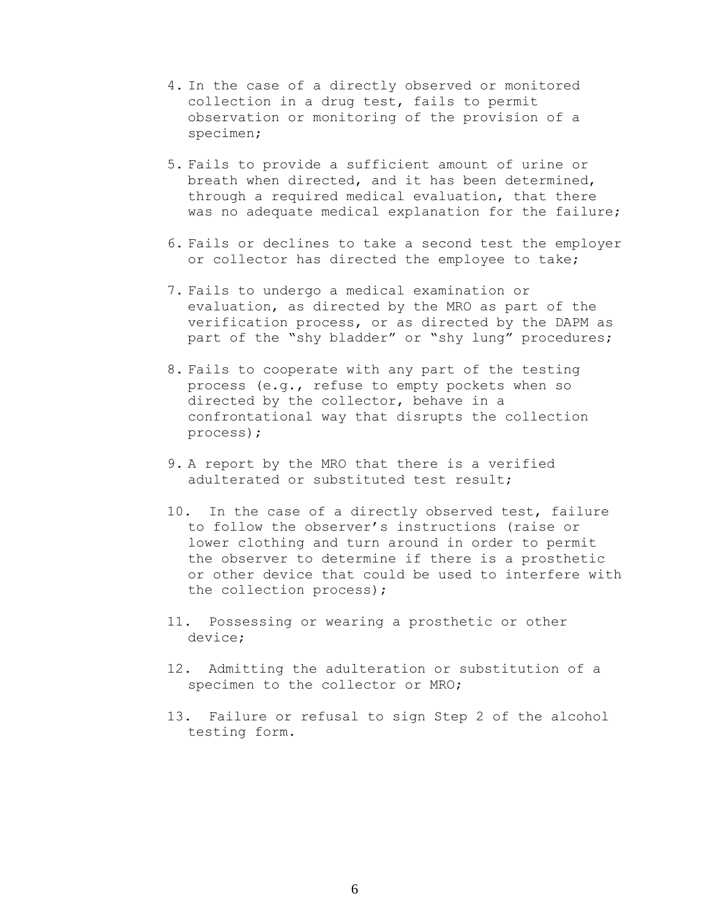4. In the case of a directly observed or monitored collection in a drug test, fails to permit observation or monitoring of the provision of a specimen;

5. Fails to provide a sufficient amount of urine or breath when directed, and it has been determined, through a required medical evaluation, that there was no adequate medical explanation for the failure;

6. Fails or declines to take a second test the employer or collector has directed the employee to take;

7. Fails to undergo a medical examination or evaluation, as directed by the MRO as part of the verification process, or as directed by the DAPM as part of the "shy bladder" or "shy lung" procedures;

8. Fails to cooperate with any part of the testing process (e.g., refuse to empty pockets when so directed by the collector, behave in a confrontational way that disrupts the collection process);

9. A report by the MRO that there is a verified adulterated or substituted test result;

10. In the case of a directly observed test, failure to follow the observer's instructions (raise or lower clothing and turn around in order to permit the observer to determine if there is a prosthetic or other device that could be used to interfere with the collection process);

11. Possessing or wearing a prosthetic or other device;

12. Admitting the adulteration or substitution of a specimen to the collector or MRO;

13. Failure or refusal to sign Step 2 of the alcohol testing form.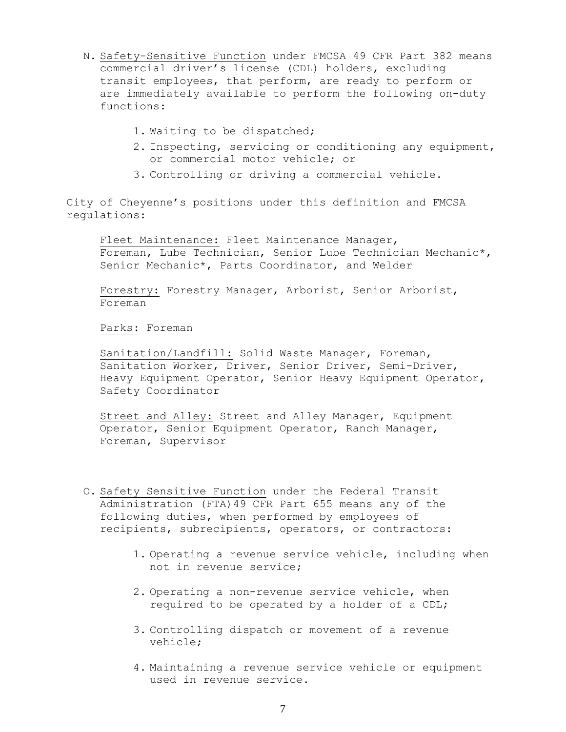N. Safety-Sensitive Function under FMCSA 49 CFR Part 382 means commercial driver's license (CDL) holders, excluding transit employees, that perform, are ready to perform or are immediately available to perform the following on-duty functions:

1. Waiting to be dispatched;
2. Inspecting, servicing or conditioning any equipment, or commercial motor vehicle; or
3. Controlling or driving a commercial vehicle.

City of Cheyenne's positions under this definition and FMCSA regulations:

Fleet Maintenance: Fleet Maintenance Manager, Foreman, Lube Technician, Senior Lube Technician Mechanic*, Senior Mechanic*, Parts Coordinator, and Welder

Forestry: Forestry Manager, Arborist, Senior Arborist, Foreman

Parks: Foreman

Sanitation/Landfill: Solid Waste Manager, Foreman, Sanitation Worker, Driver, Senior Driver, Semi-Driver, Heavy Equipment Operator, Senior Heavy Equipment Operator, Safety Coordinator

Street and Alley: Street and Alley Manager, Equipment Operator, Senior Equipment Operator, Ranch Manager, Foreman, Supervisor

O. Safety Sensitive Function under the Federal Transit Administration (FTA) 49 CFR Part 655 means any of the following duties, when performed by employees of recipients, subrecipients, operators, or contractors:

1. Operating a revenue service vehicle, including when not in revenue service;

2. Operating a non-revenue service vehicle, when required to be operated by a holder of a CDL;

3. Controlling dispatch or movement of a revenue vehicle;

4. Maintaining a revenue service vehicle or equipment used in revenue service.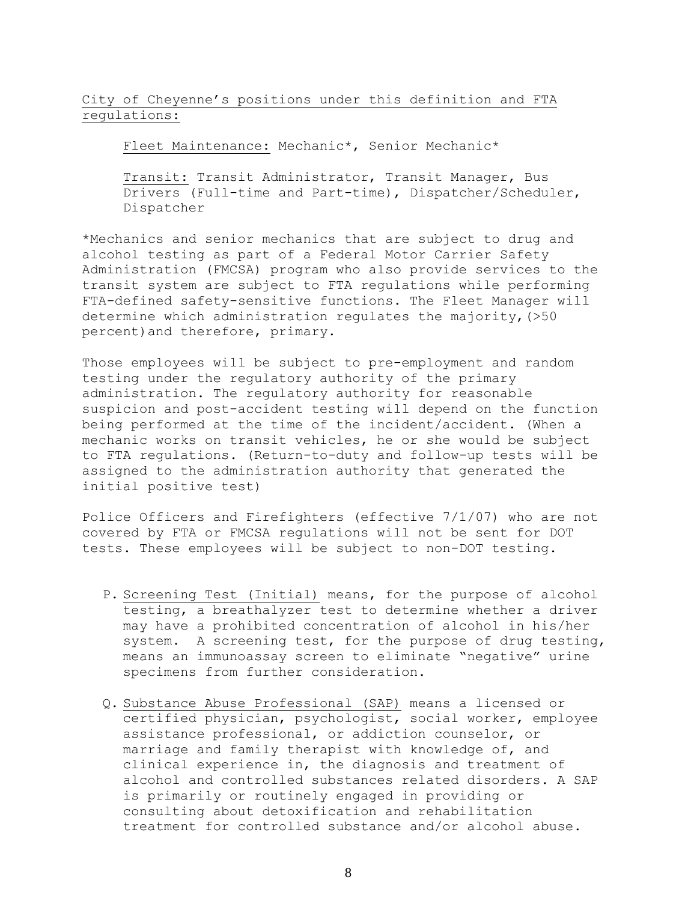City of Cheyenne's positions under this definition and FTA regulations:

Fleet Maintenance: Mechanic*, Senior Mechanic*

Transit: Transit Administrator, Transit Manager, Bus Drivers (Full-time and Part-time), Dispatcher/Scheduler, Dispatcher

*Mechanics and senior mechanics that are subject to drug and alcohol testing as part of a Federal Motor Carrier Safety Administration (FMCSA) program who also provide services to the transit system are subject to FTA regulations while performing FTA-defined safety-sensitive functions. The Fleet Manager will determine which administration regulates the majority,(>50 percent)and therefore, primary.

Those employees will be subject to pre-employment and random testing under the regulatory authority of the primary administration. The regulatory authority for reasonable suspicion and post-accident testing will depend on the function being performed at the time of the incident/accident. (When a mechanic works on transit vehicles, he or she would be subject to FTA regulations. (Return-to-duty and follow-up tests will be assigned to the administration authority that generated the initial positive test)

Police Officers and Firefighters (effective 7/1/07) who are not covered by FTA or FMCSA regulations will not be sent for DOT tests. These employees will be subject to non-DOT testing.

P. Screening Test (Initial) means, for the purpose of alcohol testing, a breathalyzer test to determine whether a driver may have a prohibited concentration of alcohol in his/her system. A screening test, for the purpose of drug testing, means an immunoassay screen to eliminate "negative" urine specimens from further consideration.

Q. Substance Abuse Professional (SAP) means a licensed or certified physician, psychologist, social worker, employee assistance professional, or addiction counselor, or marriage and family therapist with knowledge of, and clinical experience in, the diagnosis and treatment of alcohol and controlled substances related disorders. A SAP is primarily or routinely engaged in providing or consulting about detoxification and rehabilitation treatment for controlled substance and/or alcohol abuse.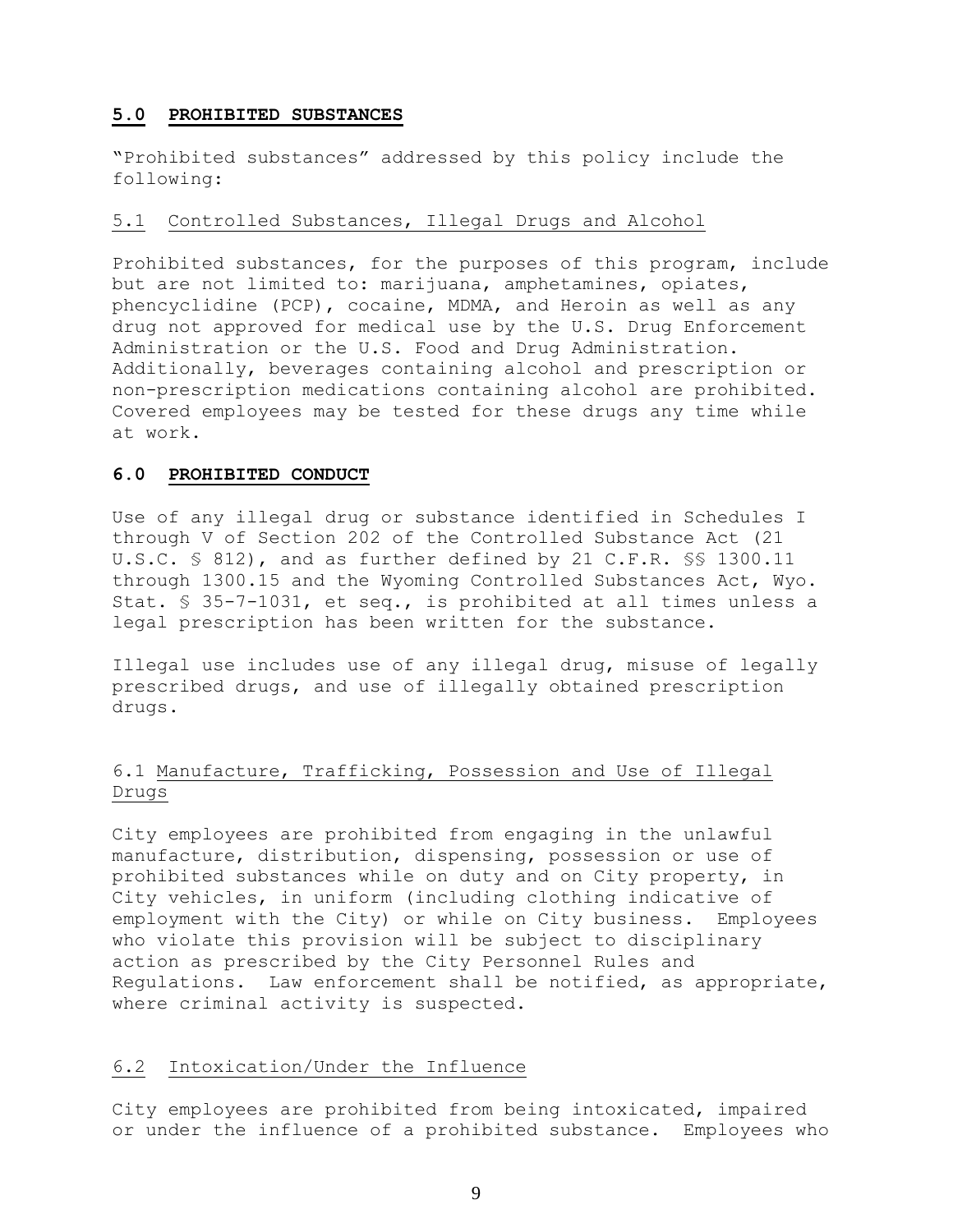## 5.0 PROHIBITED SUBSTANCES

"Prohibited substances" addressed by this policy include the following:

### 5.1 Controlled Substances, Illegal Drugs and Alcohol

Prohibited substances, for the purposes of this program, include but are not limited to: marijuana, amphetamines, opiates, phencyclidine (PCP), cocaine, MDMA, and Heroin as well as any drug not approved for medical use by the U.S. Drug Enforcement Administration or the U.S. Food and Drug Administration. Additionally, beverages containing alcohol and prescription or non-prescription medications containing alcohol are prohibited. Covered employees may be tested for these drugs any time while at work.

## 6.0 PROHIBITED CONDUCT

Use of any illegal drug or substance identified in Schedules I through V of Section 202 of the Controlled Substance Act (21 U.S.C. § 812), and as further defined by 21 C.F.R. §§ 1300.11 through 1300.15 and the Wyoming Controlled Substances Act, Wyo. Stat. § 35-7-1031, et seq., is prohibited at all times unless a legal prescription has been written for the substance.

Illegal use includes use of any illegal drug, misuse of legally prescribed drugs, and use of illegally obtained prescription drugs.

### 6.1 Manufacture, Trafficking, Possession and Use of Illegal Drugs

City employees are prohibited from engaging in the unlawful manufacture, distribution, dispensing, possession or use of prohibited substances while on duty and on City property, in City vehicles, in uniform (including clothing indicative of employment with the City) or while on City business. Employees who violate this provision will be subject to disciplinary action as prescribed by the City Personnel Rules and Regulations. Law enforcement shall be notified, as appropriate, where criminal activity is suspected.

### 6.2 Intoxication/Under the Influence

City employees are prohibited from being intoxicated, impaired or under the influence of a prohibited substance. Employees who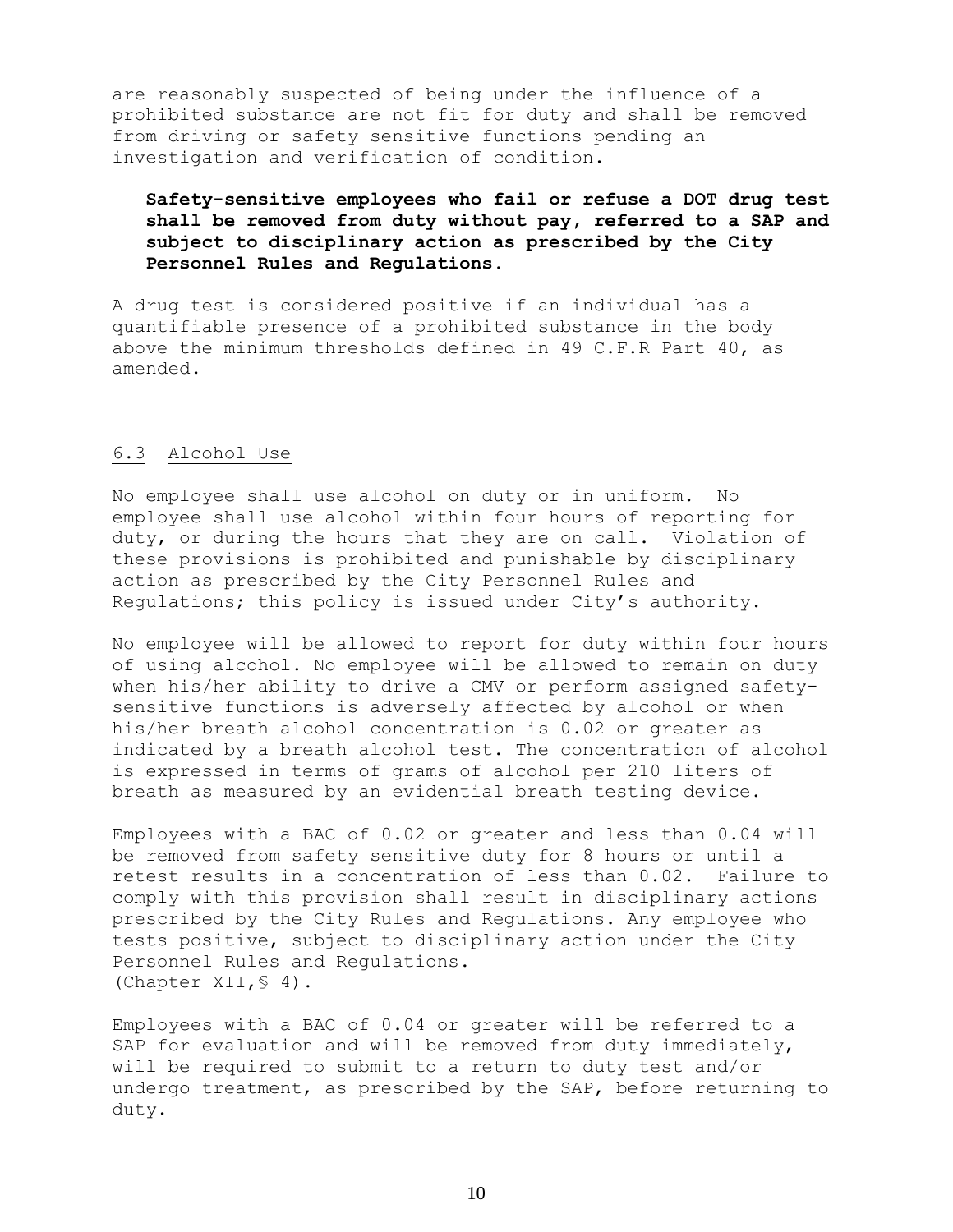are reasonably suspected of being under the influence of a prohibited substance are not fit for duty and shall be removed from driving or safety sensitive functions pending an investigation and verification of condition.

> **Safety-sensitive employees who fail or refuse a DOT drug test shall be removed from duty without pay, referred to a SAP and subject to disciplinary action as prescribed by the City Personnel Rules and Regulations.**

A drug test is considered positive if an individual has a quantifiable presence of a prohibited substance in the body above the minimum thresholds defined in 49 C.F.R Part 40, as amended.

## 6.3 Alcohol Use

No employee shall use alcohol on duty or in uniform. No employee shall use alcohol within four hours of reporting for duty, or during the hours that they are on call. Violation of these provisions is prohibited and punishable by disciplinary action as prescribed by the City Personnel Rules and Regulations; this policy is issued under City's authority.

No employee will be allowed to report for duty within four hours of using alcohol. No employee will be allowed to remain on duty when his/her ability to drive a CMV or perform assigned safety-sensitive functions is adversely affected by alcohol or when his/her breath alcohol concentration is 0.02 or greater as indicated by a breath alcohol test. The concentration of alcohol is expressed in terms of grams of alcohol per 210 liters of breath as measured by an evidential breath testing device.

Employees with a BAC of 0.02 or greater and less than 0.04 will be removed from safety sensitive duty for 8 hours or until a retest results in a concentration of less than 0.02. Failure to comply with this provision shall result in disciplinary actions prescribed by the City Rules and Regulations. Any employee who tests positive, subject to disciplinary action under the City Personnel Rules and Regulations.
(Chapter XII,§ 4).

Employees with a BAC of 0.04 or greater will be referred to a SAP for evaluation and will be removed from duty immediately, will be required to submit to a return to duty test and/or undergo treatment, as prescribed by the SAP, before returning to duty.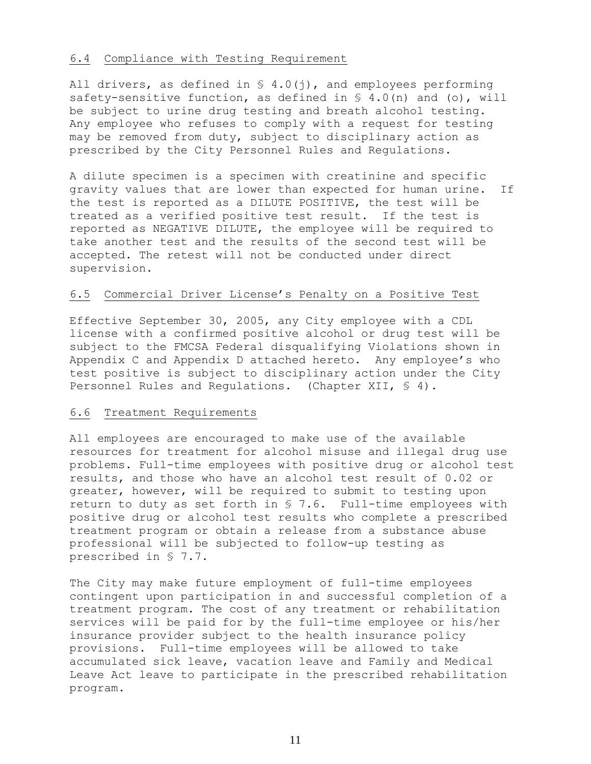### 6.4 Compliance with Testing Requirement

All drivers, as defined in § 4.0(j), and employees performing safety-sensitive function, as defined in § 4.0(n) and (o), will be subject to urine drug testing and breath alcohol testing. Any employee who refuses to comply with a request for testing may be removed from duty, subject to disciplinary action as prescribed by the City Personnel Rules and Regulations.

A dilute specimen is a specimen with creatinine and specific gravity values that are lower than expected for human urine. If the test is reported as a DILUTE POSITIVE, the test will be treated as a verified positive test result. If the test is reported as NEGATIVE DILUTE, the employee will be required to take another test and the results of the second test will be accepted. The retest will not be conducted under direct supervision.

### 6.5 Commercial Driver License's Penalty on a Positive Test

Effective September 30, 2005, any City employee with a CDL license with a confirmed positive alcohol or drug test will be subject to the FMCSA Federal disqualifying Violations shown in Appendix C and Appendix D attached hereto. Any employee's who test positive is subject to disciplinary action under the City Personnel Rules and Regulations. (Chapter XII, § 4).

### 6.6 Treatment Requirements

All employees are encouraged to make use of the available resources for treatment for alcohol misuse and illegal drug use problems. Full-time employees with positive drug or alcohol test results, and those who have an alcohol test result of 0.02 or greater, however, will be required to submit to testing upon return to duty as set forth in § 7.6. Full-time employees with positive drug or alcohol test results who complete a prescribed treatment program or obtain a release from a substance abuse professional will be subjected to follow-up testing as prescribed in § 7.7.

The City may make future employment of full-time employees contingent upon participation in and successful completion of a treatment program. The cost of any treatment or rehabilitation services will be paid for by the full-time employee or his/her insurance provider subject to the health insurance policy provisions. Full-time employees will be allowed to take accumulated sick leave, vacation leave and Family and Medical Leave Act leave to participate in the prescribed rehabilitation program.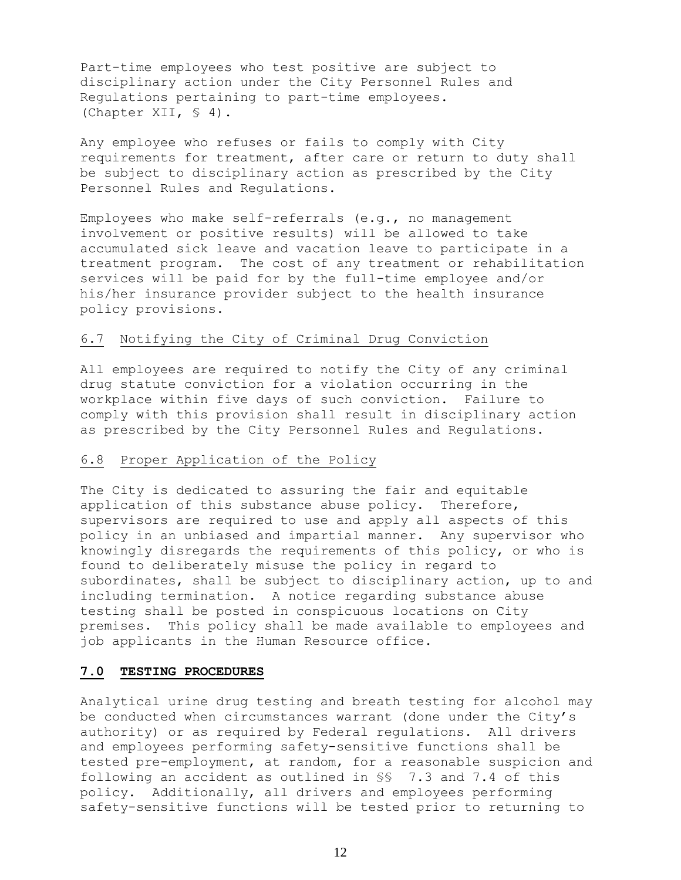Part-time employees who test positive are subject to disciplinary action under the City Personnel Rules and Regulations pertaining to part-time employees. (Chapter XII, § 4).

Any employee who refuses or fails to comply with City requirements for treatment, after care or return to duty shall be subject to disciplinary action as prescribed by the City Personnel Rules and Regulations.

Employees who make self-referrals (e.g., no management involvement or positive results) will be allowed to take accumulated sick leave and vacation leave to participate in a treatment program. The cost of any treatment or rehabilitation services will be paid for by the full-time employee and/or his/her insurance provider subject to the health insurance policy provisions.

### 6.7 Notifying the City of Criminal Drug Conviction

All employees are required to notify the City of any criminal drug statute conviction for a violation occurring in the workplace within five days of such conviction. Failure to comply with this provision shall result in disciplinary action as prescribed by the City Personnel Rules and Regulations.

### 6.8 Proper Application of the Policy

The City is dedicated to assuring the fair and equitable application of this substance abuse policy. Therefore, supervisors are required to use and apply all aspects of this policy in an unbiased and impartial manner. Any supervisor who knowingly disregards the requirements of this policy, or who is found to deliberately misuse the policy in regard to subordinates, shall be subject to disciplinary action, up to and including termination. A notice regarding substance abuse testing shall be posted in conspicuous locations on City premises. This policy shall be made available to employees and job applicants in the Human Resource office.

## 7.0 TESTING PROCEDURES

Analytical urine drug testing and breath testing for alcohol may be conducted when circumstances warrant (done under the City's authority) or as required by Federal regulations. All drivers and employees performing safety-sensitive functions shall be tested pre-employment, at random, for a reasonable suspicion and following an accident as outlined in §§ 7.3 and 7.4 of this policy. Additionally, all drivers and employees performing safety-sensitive functions will be tested prior to returning to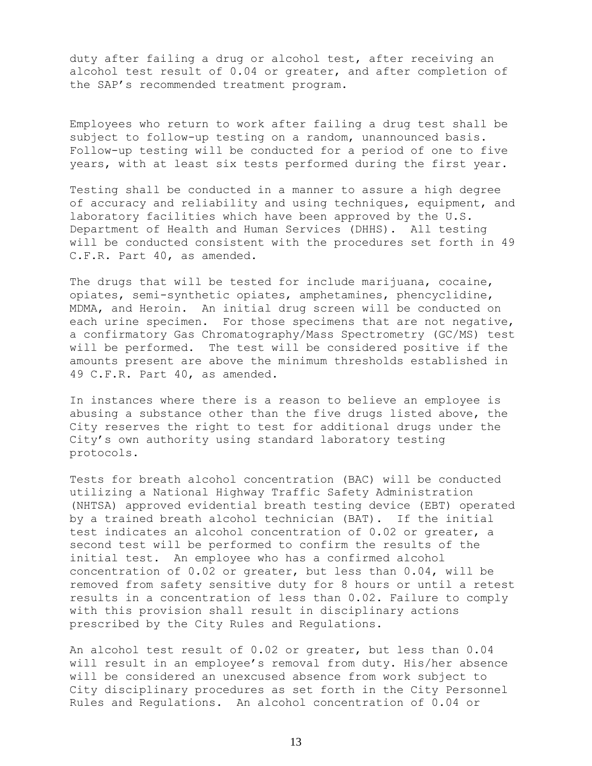duty after failing a drug or alcohol test, after receiving an alcohol test result of 0.04 or greater, and after completion of the SAP's recommended treatment program.

Employees who return to work after failing a drug test shall be subject to follow-up testing on a random, unannounced basis. Follow-up testing will be conducted for a period of one to five years, with at least six tests performed during the first year.

Testing shall be conducted in a manner to assure a high degree of accuracy and reliability and using techniques, equipment, and laboratory facilities which have been approved by the U.S. Department of Health and Human Services (DHHS). All testing will be conducted consistent with the procedures set forth in 49 C.F.R. Part 40, as amended.

The drugs that will be tested for include marijuana, cocaine, opiates, semi-synthetic opiates, amphetamines, phencyclidine, MDMA, and Heroin. An initial drug screen will be conducted on each urine specimen. For those specimens that are not negative, a confirmatory Gas Chromatography/Mass Spectrometry (GC/MS) test will be performed. The test will be considered positive if the amounts present are above the minimum thresholds established in 49 C.F.R. Part 40, as amended.

In instances where there is a reason to believe an employee is abusing a substance other than the five drugs listed above, the City reserves the right to test for additional drugs under the City's own authority using standard laboratory testing protocols.

Tests for breath alcohol concentration (BAC) will be conducted utilizing a National Highway Traffic Safety Administration (NHTSA) approved evidential breath testing device (EBT) operated by a trained breath alcohol technician (BAT). If the initial test indicates an alcohol concentration of 0.02 or greater, a second test will be performed to confirm the results of the initial test. An employee who has a confirmed alcohol concentration of 0.02 or greater, but less than 0.04, will be removed from safety sensitive duty for 8 hours or until a retest results in a concentration of less than 0.02. Failure to comply with this provision shall result in disciplinary actions prescribed by the City Rules and Regulations.

An alcohol test result of 0.02 or greater, but less than 0.04 will result in an employee's removal from duty. His/her absence will be considered an unexcused absence from work subject to City disciplinary procedures as set forth in the City Personnel Rules and Regulations. An alcohol concentration of 0.04 or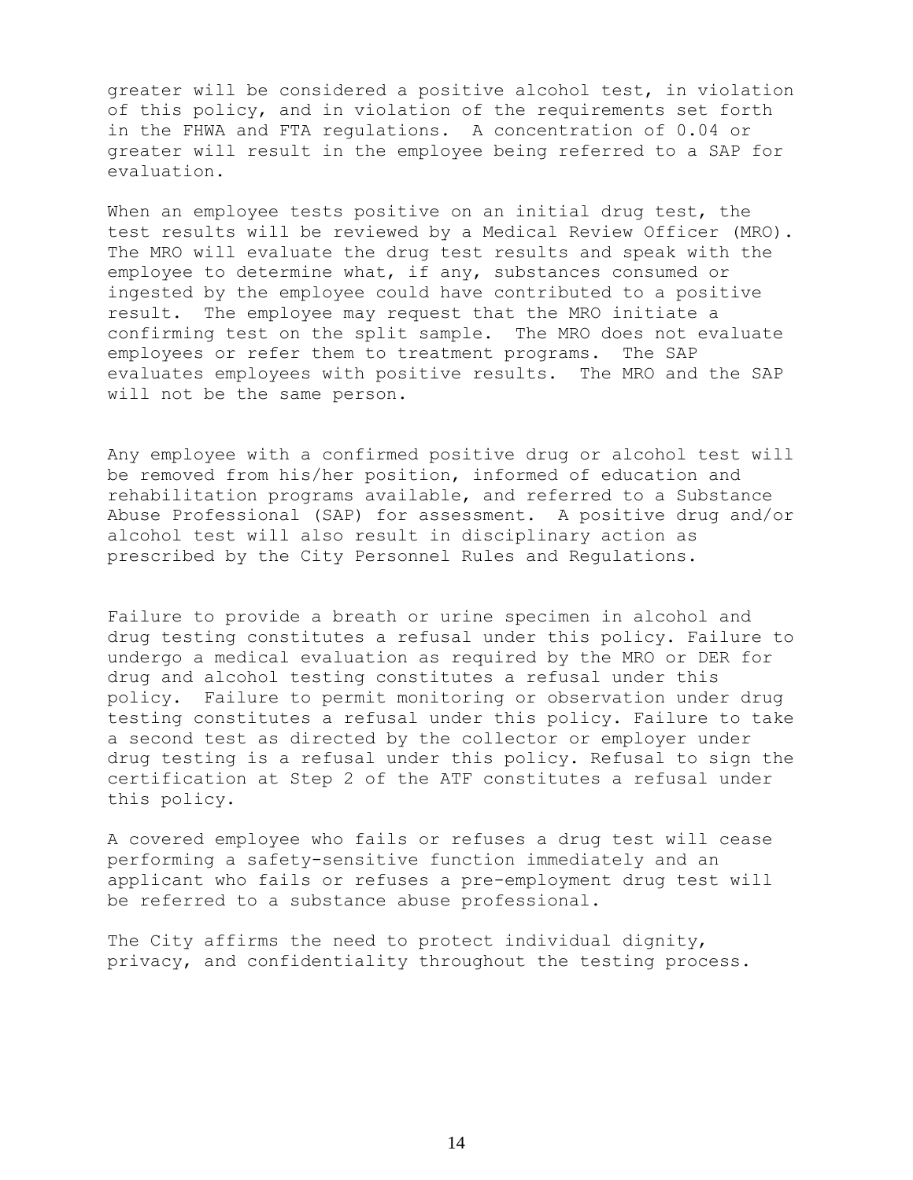greater will be considered a positive alcohol test, in violation of this policy, and in violation of the requirements set forth in the FHWA and FTA regulations. A concentration of 0.04 or greater will result in the employee being referred to a SAP for evaluation.

When an employee tests positive on an initial drug test, the test results will be reviewed by a Medical Review Officer (MRO). The MRO will evaluate the drug test results and speak with the employee to determine what, if any, substances consumed or ingested by the employee could have contributed to a positive result. The employee may request that the MRO initiate a confirming test on the split sample. The MRO does not evaluate employees or refer them to treatment programs. The SAP evaluates employees with positive results. The MRO and the SAP will not be the same person.

Any employee with a confirmed positive drug or alcohol test will be removed from his/her position, informed of education and rehabilitation programs available, and referred to a Substance Abuse Professional (SAP) for assessment. A positive drug and/or alcohol test will also result in disciplinary action as prescribed by the City Personnel Rules and Regulations.

Failure to provide a breath or urine specimen in alcohol and drug testing constitutes a refusal under this policy. Failure to undergo a medical evaluation as required by the MRO or DER for drug and alcohol testing constitutes a refusal under this policy. Failure to permit monitoring or observation under drug testing constitutes a refusal under this policy. Failure to take a second test as directed by the collector or employer under drug testing is a refusal under this policy. Refusal to sign the certification at Step 2 of the ATF constitutes a refusal under this policy.

A covered employee who fails or refuses a drug test will cease performing a safety-sensitive function immediately and an applicant who fails or refuses a pre-employment drug test will be referred to a substance abuse professional.

The City affirms the need to protect individual dignity, privacy, and confidentiality throughout the testing process.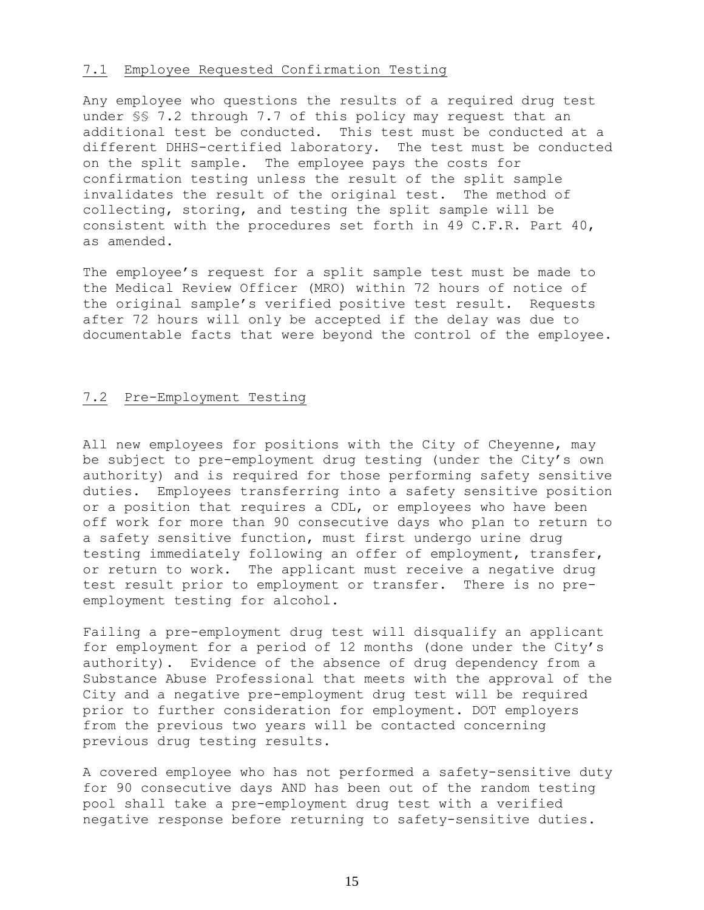## 7.1 Employee Requested Confirmation Testing

Any employee who questions the results of a required drug test under §§ 7.2 through 7.7 of this policy may request that an additional test be conducted. This test must be conducted at a different DHHS-certified laboratory. The test must be conducted on the split sample. The employee pays the costs for confirmation testing unless the result of the split sample invalidates the result of the original test. The method of collecting, storing, and testing the split sample will be consistent with the procedures set forth in 49 C.F.R. Part 40, as amended.

The employee's request for a split sample test must be made to the Medical Review Officer (MRO) within 72 hours of notice of the original sample's verified positive test result. Requests after 72 hours will only be accepted if the delay was due to documentable facts that were beyond the control of the employee.

## 7.2 Pre-Employment Testing

All new employees for positions with the City of Cheyenne, may be subject to pre-employment drug testing (under the City's own authority) and is required for those performing safety sensitive duties. Employees transferring into a safety sensitive position or a position that requires a CDL, or employees who have been off work for more than 90 consecutive days who plan to return to a safety sensitive function, must first undergo urine drug testing immediately following an offer of employment, transfer, or return to work. The applicant must receive a negative drug test result prior to employment or transfer. There is no pre-employment testing for alcohol.

Failing a pre-employment drug test will disqualify an applicant for employment for a period of 12 months (done under the City's authority). Evidence of the absence of drug dependency from a Substance Abuse Professional that meets with the approval of the City and a negative pre-employment drug test will be required prior to further consideration for employment. DOT employers from the previous two years will be contacted concerning previous drug testing results.

A covered employee who has not performed a safety-sensitive duty for 90 consecutive days AND has been out of the random testing pool shall take a pre-employment drug test with a verified negative response before returning to safety-sensitive duties.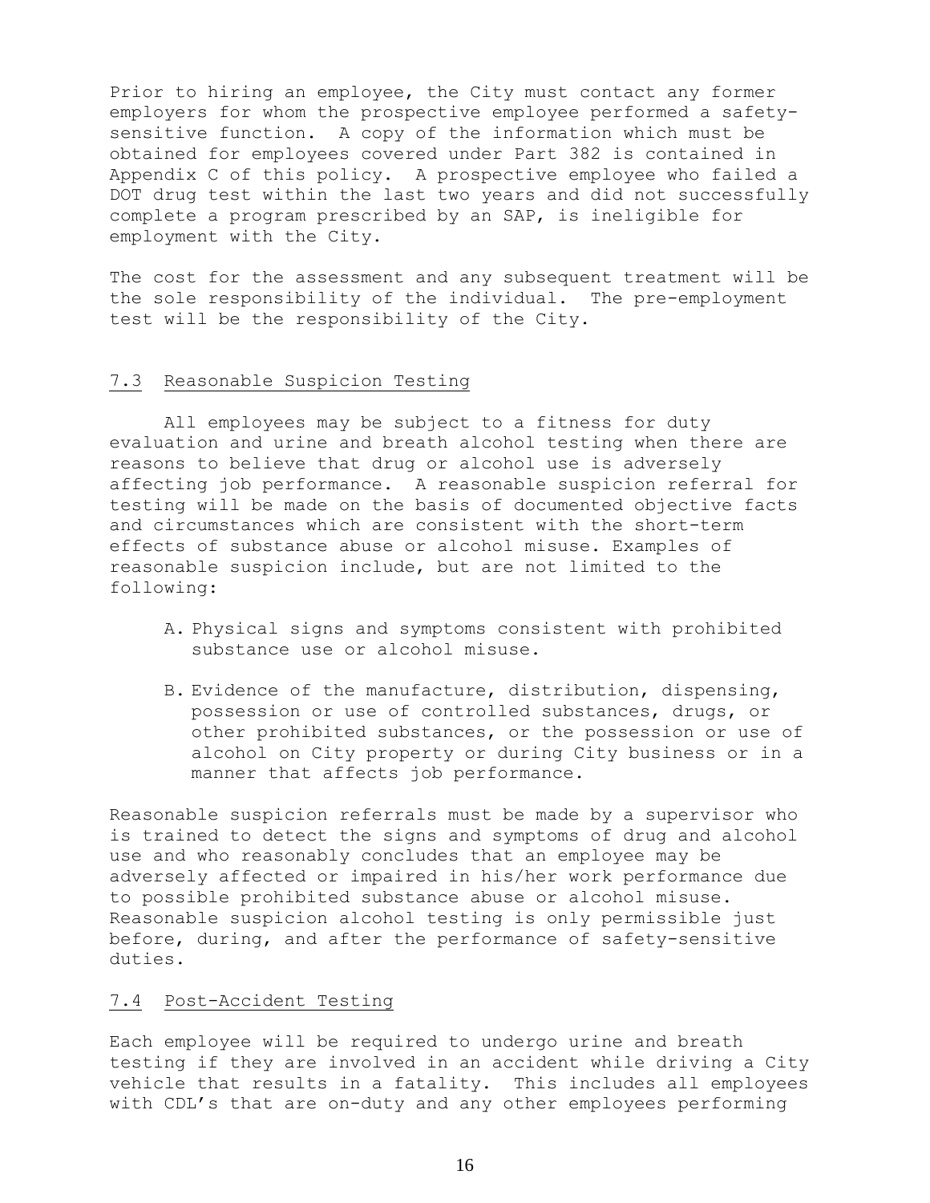Prior to hiring an employee, the City must contact any former employers for whom the prospective employee performed a safety-sensitive function. A copy of the information which must be obtained for employees covered under Part 382 is contained in Appendix C of this policy. A prospective employee who failed a DOT drug test within the last two years and did not successfully complete a program prescribed by an SAP, is ineligible for employment with the City.

The cost for the assessment and any subsequent treatment will be the sole responsibility of the individual. The pre-employment test will be the responsibility of the City.

### 7.3 Reasonable Suspicion Testing

All employees may be subject to a fitness for duty evaluation and urine and breath alcohol testing when there are reasons to believe that drug or alcohol use is adversely affecting job performance. A reasonable suspicion referral for testing will be made on the basis of documented objective facts and circumstances which are consistent with the short-term effects of substance abuse or alcohol misuse. Examples of reasonable suspicion include, but are not limited to the following:

A. Physical signs and symptoms consistent with prohibited substance use or alcohol misuse.

B. Evidence of the manufacture, distribution, dispensing, possession or use of controlled substances, drugs, or other prohibited substances, or the possession or use of alcohol on City property or during City business or in a manner that affects job performance.

Reasonable suspicion referrals must be made by a supervisor who is trained to detect the signs and symptoms of drug and alcohol use and who reasonably concludes that an employee may be adversely affected or impaired in his/her work performance due to possible prohibited substance abuse or alcohol misuse. Reasonable suspicion alcohol testing is only permissible just before, during, and after the performance of safety-sensitive duties.

### 7.4 Post-Accident Testing

Each employee will be required to undergo urine and breath testing if they are involved in an accident while driving a City vehicle that results in a fatality. This includes all employees with CDL's that are on-duty and any other employees performing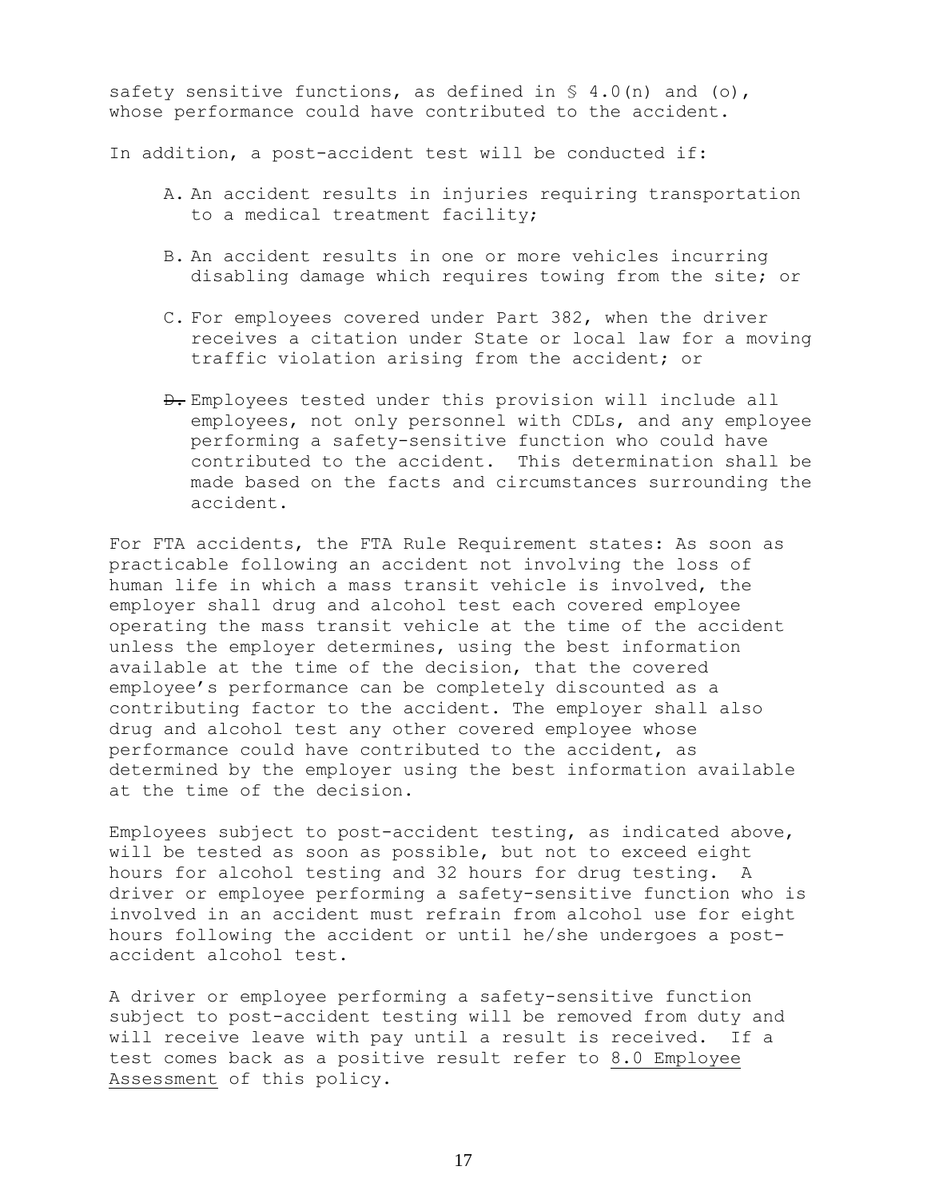safety sensitive functions, as defined in § 4.0(n) and (o), whose performance could have contributed to the accident.

In addition, a post-accident test will be conducted if:

A. An accident results in injuries requiring transportation to a medical treatment facility;

B. An accident results in one or more vehicles incurring disabling damage which requires towing from the site; or

C. For employees covered under Part 382, when the driver receives a citation under State or local law for a moving traffic violation arising from the accident; or

~~D.~~ Employees tested under this provision will include all employees, not only personnel with CDLs, and any employee performing a safety-sensitive function who could have contributed to the accident. This determination shall be made based on the facts and circumstances surrounding the accident.

For FTA accidents, the FTA Rule Requirement states: As soon as practicable following an accident not involving the loss of human life in which a mass transit vehicle is involved, the employer shall drug and alcohol test each covered employee operating the mass transit vehicle at the time of the accident unless the employer determines, using the best information available at the time of the decision, that the covered employee's performance can be completely discounted as a contributing factor to the accident. The employer shall also drug and alcohol test any other covered employee whose performance could have contributed to the accident, as determined by the employer using the best information available at the time of the decision.

Employees subject to post-accident testing, as indicated above, will be tested as soon as possible, but not to exceed eight hours for alcohol testing and 32 hours for drug testing. A driver or employee performing a safety-sensitive function who is involved in an accident must refrain from alcohol use for eight hours following the accident or until he/she undergoes a post-accident alcohol test.

A driver or employee performing a safety-sensitive function subject to post-accident testing will be removed from duty and will receive leave with pay until a result is received. If a test comes back as a positive result refer to 8.0 Employee Assessment of this policy.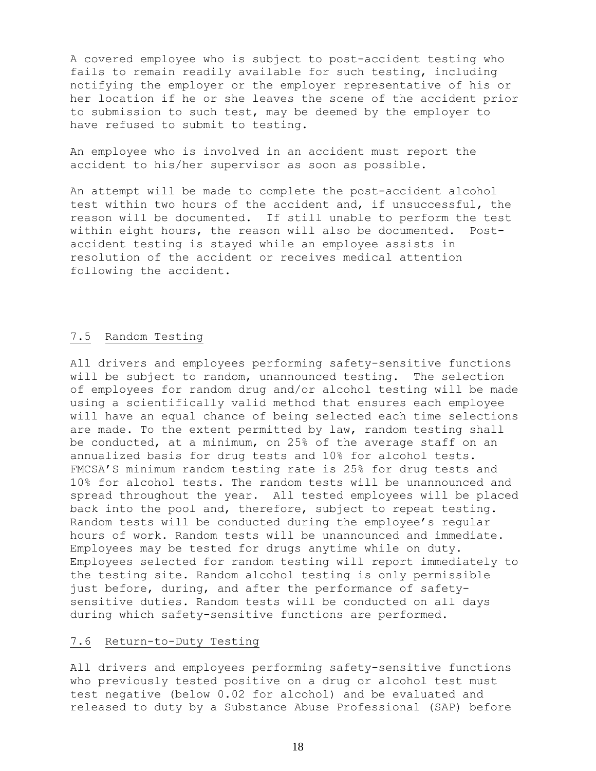A covered employee who is subject to post-accident testing who fails to remain readily available for such testing, including notifying the employer or the employer representative of his or her location if he or she leaves the scene of the accident prior to submission to such test, may be deemed by the employer to have refused to submit to testing.

An employee who is involved in an accident must report the accident to his/her supervisor as soon as possible.

An attempt will be made to complete the post-accident alcohol test within two hours of the accident and, if unsuccessful, the reason will be documented. If still unable to perform the test within eight hours, the reason will also be documented. Post-accident testing is stayed while an employee assists in resolution of the accident or receives medical attention following the accident.

### 7.5 Random Testing

All drivers and employees performing safety-sensitive functions will be subject to random, unannounced testing. The selection of employees for random drug and/or alcohol testing will be made using a scientifically valid method that ensures each employee will have an equal chance of being selected each time selections are made. To the extent permitted by law, random testing shall be conducted, at a minimum, on 25% of the average staff on an annualized basis for drug tests and 10% for alcohol tests. FMCSA'S minimum random testing rate is 25% for drug tests and 10% for alcohol tests. The random tests will be unannounced and spread throughout the year. All tested employees will be placed back into the pool and, therefore, subject to repeat testing. Random tests will be conducted during the employee's regular hours of work. Random tests will be unannounced and immediate. Employees may be tested for drugs anytime while on duty. Employees selected for random testing will report immediately to the testing site. Random alcohol testing is only permissible just before, during, and after the performance of safety-sensitive duties. Random tests will be conducted on all days during which safety-sensitive functions are performed.

### 7.6 Return-to-Duty Testing

All drivers and employees performing safety-sensitive functions who previously tested positive on a drug or alcohol test must test negative (below 0.02 for alcohol) and be evaluated and released to duty by a Substance Abuse Professional (SAP) before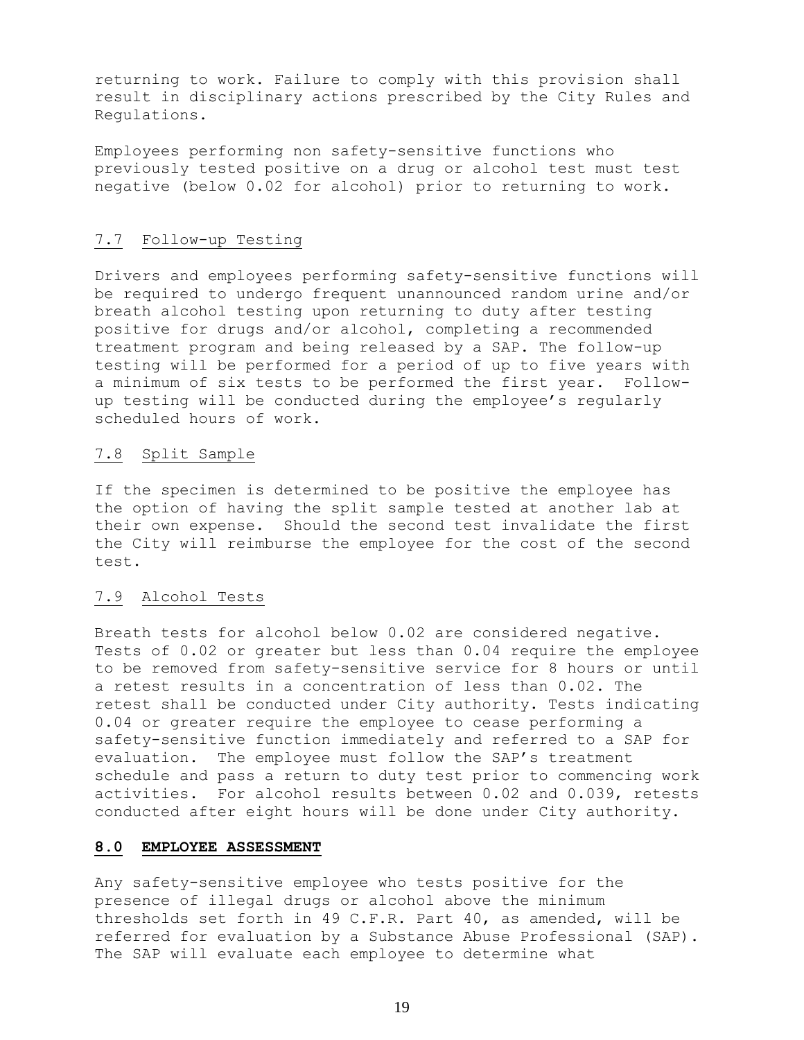returning to work. Failure to comply with this provision shall result in disciplinary actions prescribed by the City Rules and Regulations.

Employees performing non safety-sensitive functions who previously tested positive on a drug or alcohol test must test negative (below 0.02 for alcohol) prior to returning to work.

### 7.7 Follow-up Testing

Drivers and employees performing safety-sensitive functions will be required to undergo frequent unannounced random urine and/or breath alcohol testing upon returning to duty after testing positive for drugs and/or alcohol, completing a recommended treatment program and being released by a SAP. The follow-up testing will be performed for a period of up to five years with a minimum of six tests to be performed the first year. Follow-up testing will be conducted during the employee's regularly scheduled hours of work.

### 7.8 Split Sample

If the specimen is determined to be positive the employee has the option of having the split sample tested at another lab at their own expense. Should the second test invalidate the first the City will reimburse the employee for the cost of the second test.

### 7.9 Alcohol Tests

Breath tests for alcohol below 0.02 are considered negative. Tests of 0.02 or greater but less than 0.04 require the employee to be removed from safety-sensitive service for 8 hours or until a retest results in a concentration of less than 0.02. The retest shall be conducted under City authority. Tests indicating 0.04 or greater require the employee to cease performing a safety-sensitive function immediately and referred to a SAP for evaluation. The employee must follow the SAP's treatment schedule and pass a return to duty test prior to commencing work activities. For alcohol results between 0.02 and 0.039, retests conducted after eight hours will be done under City authority.

## 8.0 EMPLOYEE ASSESSMENT

Any safety-sensitive employee who tests positive for the presence of illegal drugs or alcohol above the minimum thresholds set forth in 49 C.F.R. Part 40, as amended, will be referred for evaluation by a Substance Abuse Professional (SAP). The SAP will evaluate each employee to determine what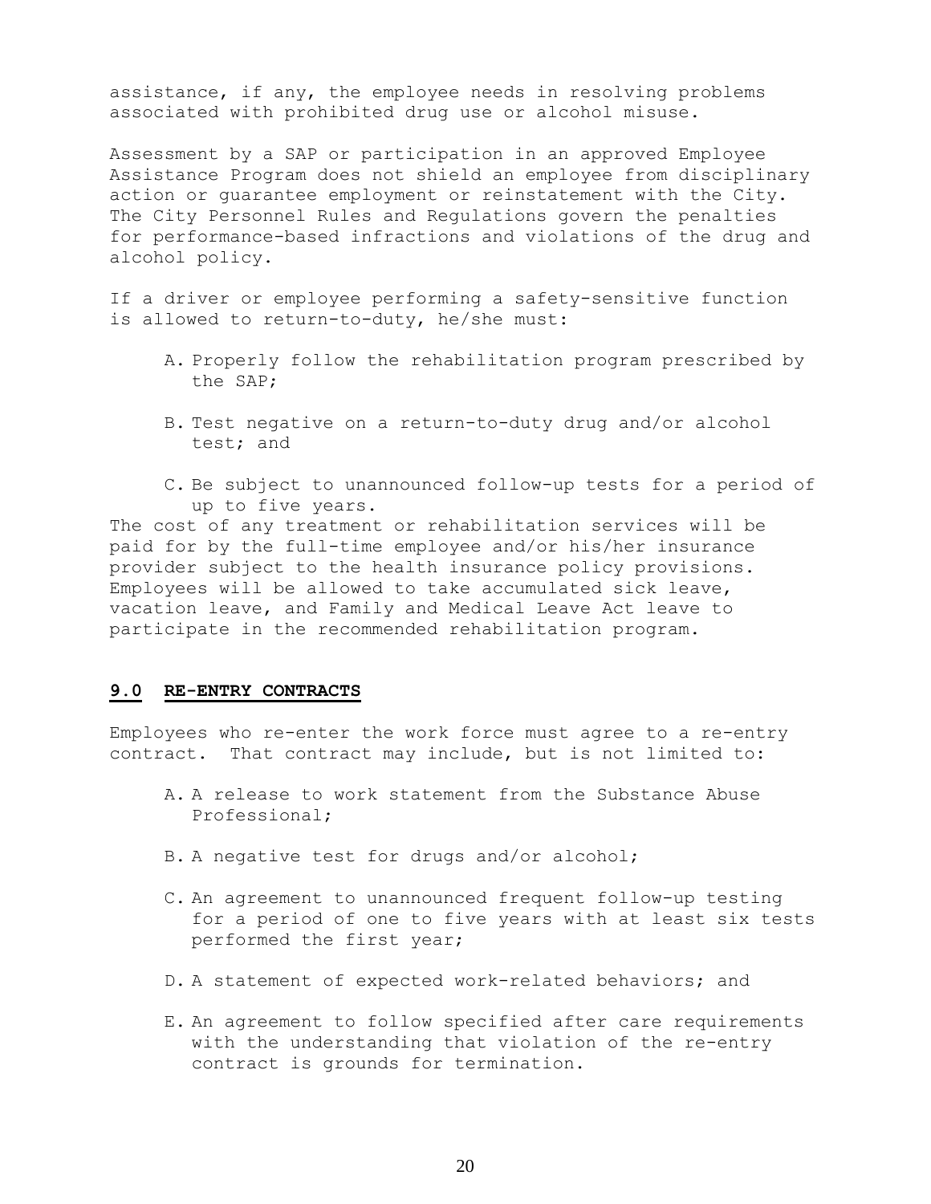assistance, if any, the employee needs in resolving problems associated with prohibited drug use or alcohol misuse.

Assessment by a SAP or participation in an approved Employee Assistance Program does not shield an employee from disciplinary action or guarantee employment or reinstatement with the City. The City Personnel Rules and Regulations govern the penalties for performance-based infractions and violations of the drug and alcohol policy.

If a driver or employee performing a safety-sensitive function is allowed to return-to-duty, he/she must:

A. Properly follow the rehabilitation program prescribed by the SAP;

B. Test negative on a return-to-duty drug and/or alcohol test; and

C. Be subject to unannounced follow-up tests for a period of up to five years.

The cost of any treatment or rehabilitation services will be paid for by the full-time employee and/or his/her insurance provider subject to the health insurance policy provisions. Employees will be allowed to take accumulated sick leave, vacation leave, and Family and Medical Leave Act leave to participate in the recommended rehabilitation program.

## 9.0 RE-ENTRY CONTRACTS

Employees who re-enter the work force must agree to a re-entry contract. That contract may include, but is not limited to:

A. A release to work statement from the Substance Abuse Professional;

B. A negative test for drugs and/or alcohol;

C. An agreement to unannounced frequent follow-up testing for a period of one to five years with at least six tests performed the first year;

D. A statement of expected work-related behaviors; and

E. An agreement to follow specified after care requirements with the understanding that violation of the re-entry contract is grounds for termination.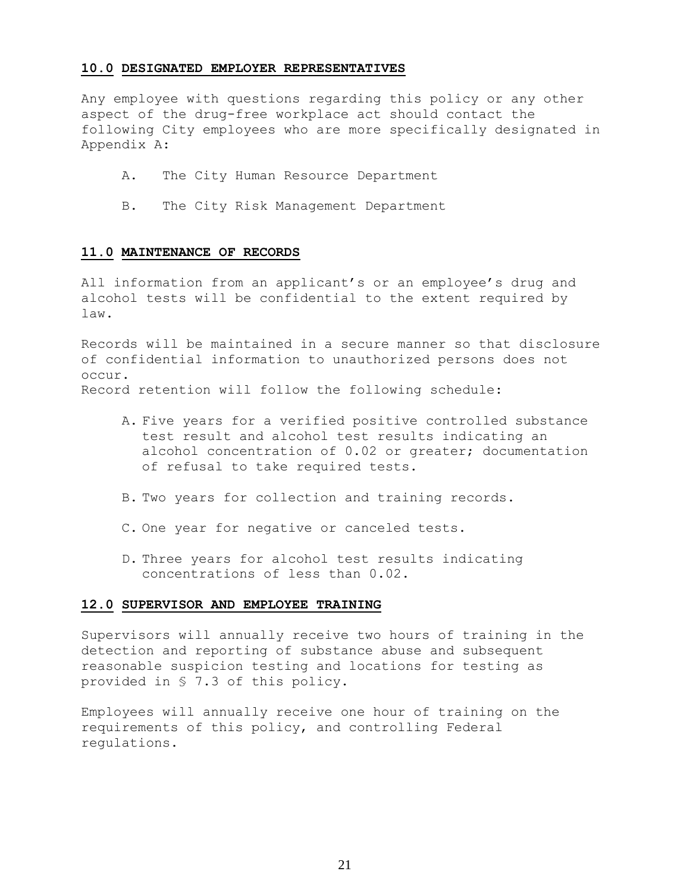## **10.0 DESIGNATED EMPLOYER REPRESENTATIVES**

Any employee with questions regarding this policy or any other aspect of the drug-free workplace act should contact the following City employees who are more specifically designated in Appendix A:

A. The City Human Resource Department

B. The City Risk Management Department

## **11.0 MAINTENANCE OF RECORDS**

All information from an applicant's or an employee's drug and alcohol tests will be confidential to the extent required by law.

Records will be maintained in a secure manner so that disclosure of confidential information to unauthorized persons does not occur.
Record retention will follow the following schedule:

A. Five years for a verified positive controlled substance test result and alcohol test results indicating an alcohol concentration of 0.02 or greater; documentation of refusal to take required tests.

B. Two years for collection and training records.

C. One year for negative or canceled tests.

D. Three years for alcohol test results indicating concentrations of less than 0.02.

## **12.0 SUPERVISOR AND EMPLOYEE TRAINING**

Supervisors will annually receive two hours of training in the detection and reporting of substance abuse and subsequent reasonable suspicion testing and locations for testing as provided in § 7.3 of this policy.

Employees will annually receive one hour of training on the requirements of this policy, and controlling Federal regulations.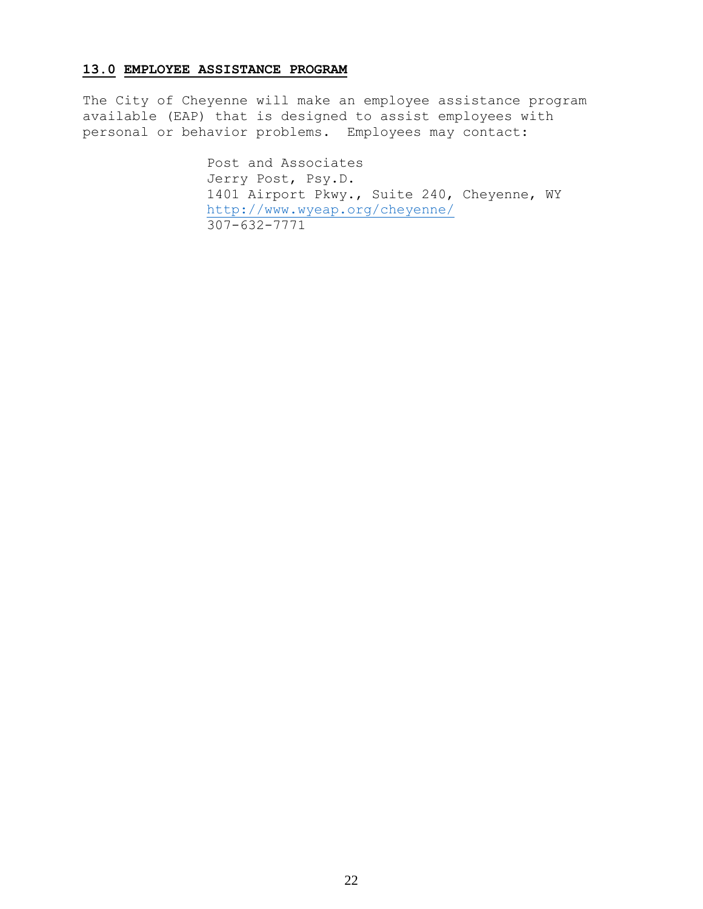## **13.0 EMPLOYEE ASSISTANCE PROGRAM**

The City of Cheyenne will make an employee assistance program available (EAP) that is designed to assist employees with personal or behavior problems. Employees may contact:

> Post and Associates
> Jerry Post, Psy.D.
> 1401 Airport Pkwy., Suite 240, Cheyenne, WY
> http://www.wyeap.org/cheyenne/
> 307-632-7771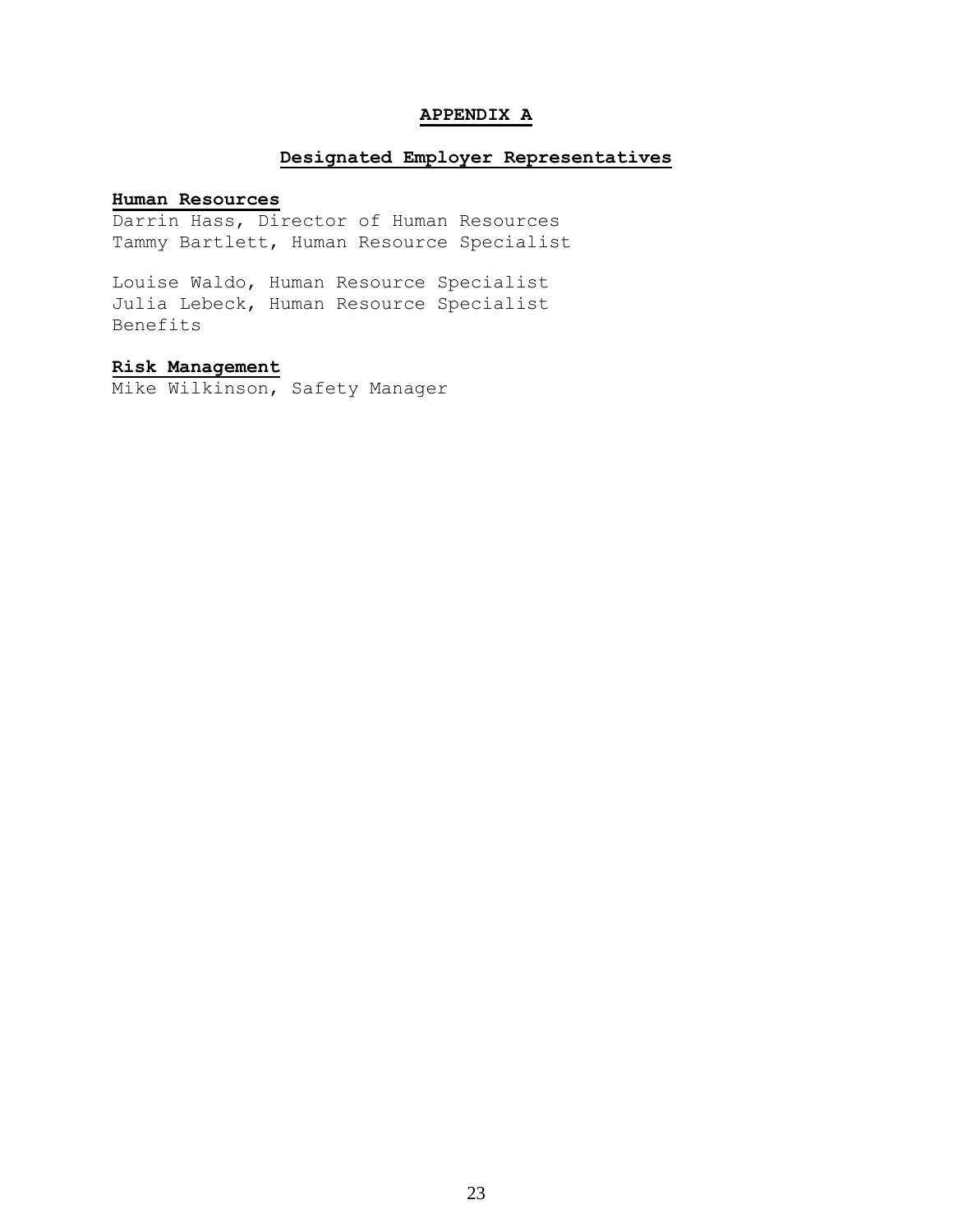# APPENDIX A

## Designated Employer Representatives

**Human Resources**

Darrin Hass, Director of Human Resources
Tammy Bartlett, Human Resource Specialist

Louise Waldo, Human Resource Specialist
Julia Lebeck, Human Resource Specialist
Benefits

**Risk Management**

Mike Wilkinson, Safety Manager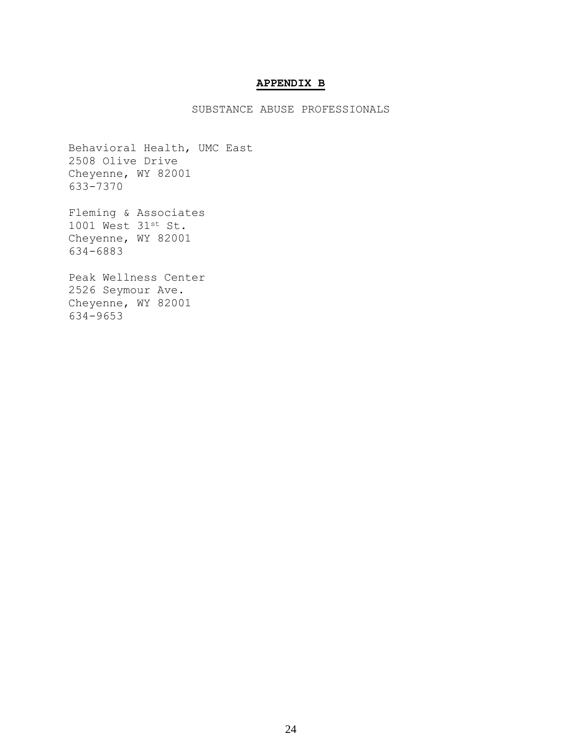# **APPENDIX B**

SUBSTANCE ABUSE PROFESSIONALS

Behavioral Health, UMC East
2508 Olive Drive
Cheyenne, WY 82001
633-7370

Fleming & Associates
1001 West 31st St.
Cheyenne, WY 82001
634-6883

Peak Wellness Center
2526 Seymour Ave.
Cheyenne, WY 82001
634-9653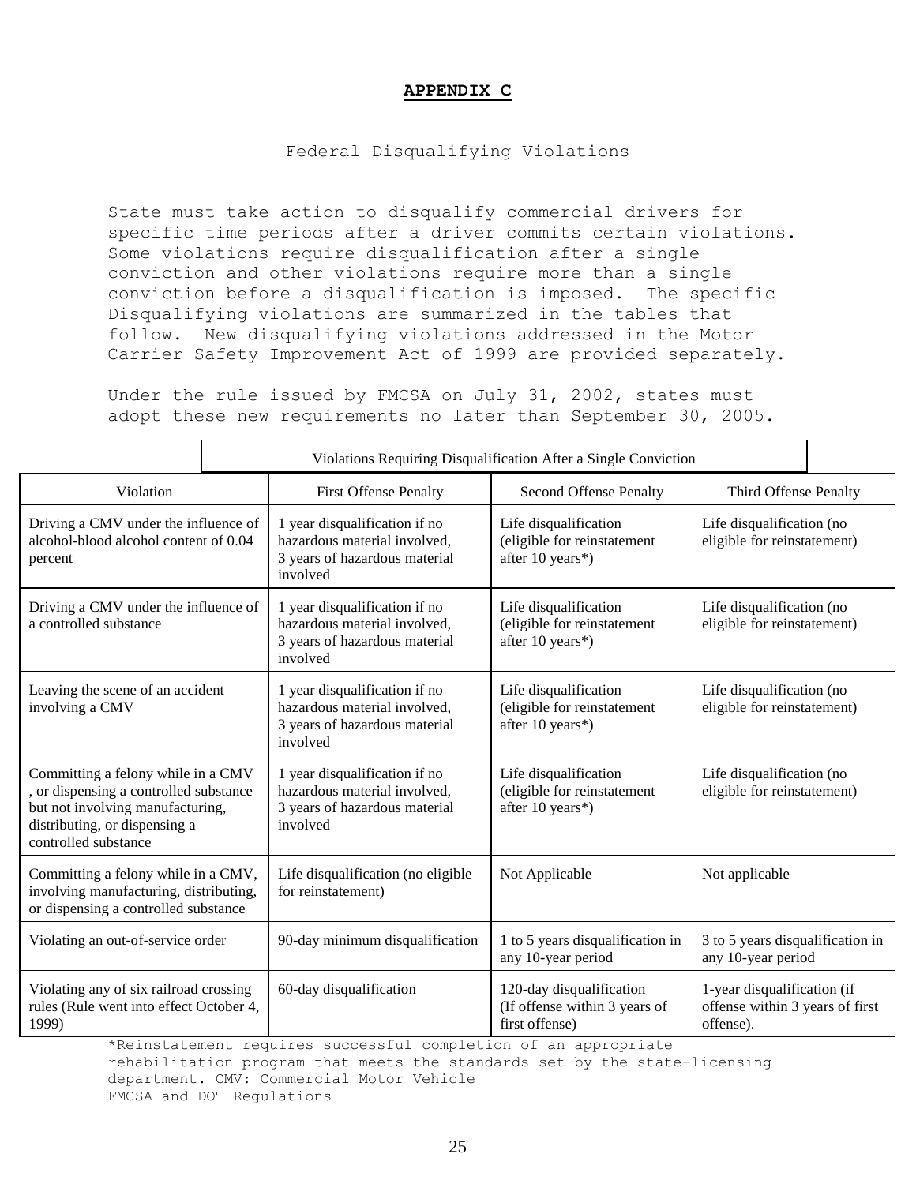# APPENDIX C

Federal Disqualifying Violations

State must take action to disqualify commercial drivers for specific time periods after a driver commits certain violations. Some violations require disqualification after a single conviction and other violations require more than a single conviction before a disqualification is imposed. The specific Disqualifying violations are summarized in the tables that follow. New disqualifying violations addressed in the Motor Carrier Safety Improvement Act of 1999 are provided separately.

Under the rule issued by FMCSA on July 31, 2002, states must adopt these new requirements no later than September 30, 2005.

Violations Requiring Disqualification After a Single Conviction

| Violation | First Offense Penalty | Second Offense Penalty | Third Offense Penalty |
|---|---|---|---|
| Driving a CMV under the influence of alcohol-blood alcohol content of 0.04 percent | 1 year disqualification if no hazardous material involved, 3 years of hazardous material involved | Life disqualification (eligible for reinstatement after 10 years*) | Life disqualification (no eligible for reinstatement) |
| Driving a CMV under the influence of a controlled substance | 1 year disqualification if no hazardous material involved, 3 years of hazardous material involved | Life disqualification (eligible for reinstatement after 10 years*) | Life disqualification (no eligible for reinstatement) |
| Leaving the scene of an accident involving a CMV | 1 year disqualification if no hazardous material involved, 3 years of hazardous material involved | Life disqualification (eligible for reinstatement after 10 years*) | Life disqualification (no eligible for reinstatement) |
| Committing a felony while in a CMV , or dispensing a controlled substance but not involving manufacturing, distributing, or dispensing a controlled substance | 1 year disqualification if no hazardous material involved, 3 years of hazardous material involved | Life disqualification (eligible for reinstatement after 10 years*) | Life disqualification (no eligible for reinstatement) |
| Committing a felony while in a CMV, involving manufacturing, distributing, or dispensing a controlled substance | Life disqualification (no eligible for reinstatement) | Not Applicable | Not applicable |
| Violating an out-of-service order | 90-day minimum disqualification | 1 to 5 years disqualification in any 10-year period | 3 to 5 years disqualification in any 10-year period |
| Violating any of six railroad crossing rules (Rule went into effect October 4, 1999) | 60-day disqualification | 120-day disqualification (If offense within 3 years of first offense) | 1-year disqualification (if offense within 3 years of first offense). |

*Reinstatement requires successful completion of an appropriate rehabilitation program that meets the standards set by the state-licensing department. CMV: Commercial Motor Vehicle
FMCSA and DOT Regulations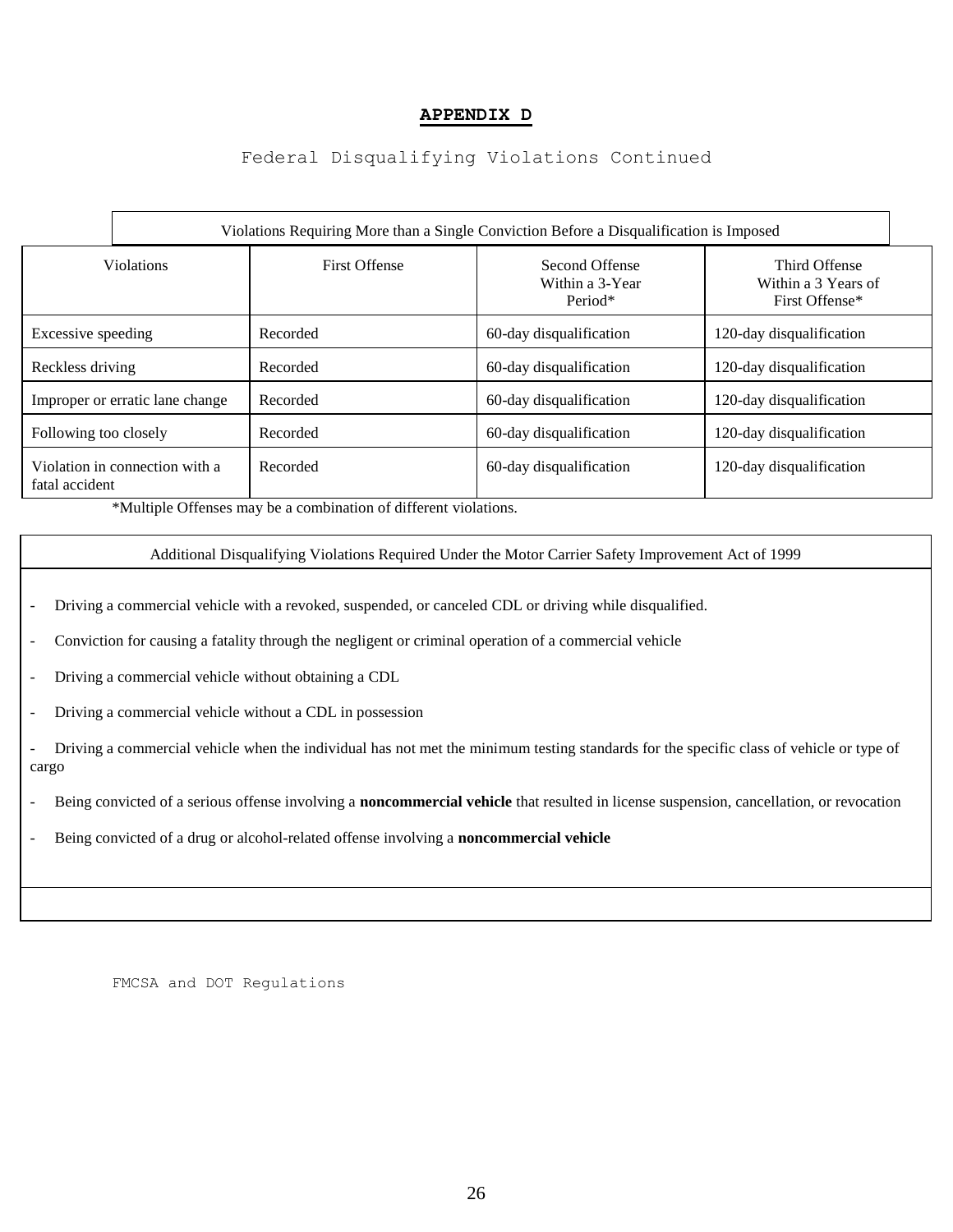## APPENDIX D

Federal Disqualifying Violations Continued

Violations Requiring More than a Single Conviction Before a Disqualification is Imposed

| Violations | First Offense | Second Offense Within a 3-Year Period* | Third Offense Within a 3 Years of First Offense* |
|---|---|---|---|
| Excessive speeding | Recorded | 60-day disqualification | 120-day disqualification |
| Reckless driving | Recorded | 60-day disqualification | 120-day disqualification |
| Improper or erratic lane change | Recorded | 60-day disqualification | 120-day disqualification |
| Following too closely | Recorded | 60-day disqualification | 120-day disqualification |
| Violation in connection with a fatal accident | Recorded | 60-day disqualification | 120-day disqualification |

*Multiple Offenses may be a combination of different violations.

Additional Disqualifying Violations Required Under the Motor Carrier Safety Improvement Act of 1999

- Driving a commercial vehicle with a revoked, suspended, or canceled CDL or driving while disqualified.
- Conviction for causing a fatality through the negligent or criminal operation of a commercial vehicle
- Driving a commercial vehicle without obtaining a CDL
- Driving a commercial vehicle without a CDL in possession
- Driving a commercial vehicle when the individual has not met the minimum testing standards for the specific class of vehicle or type of cargo
- Being convicted of a serious offense involving a **noncommercial vehicle** that resulted in license suspension, cancellation, or revocation
- Being convicted of a drug or alcohol-related offense involving a **noncommercial vehicle**

FMCSA and DOT Regulations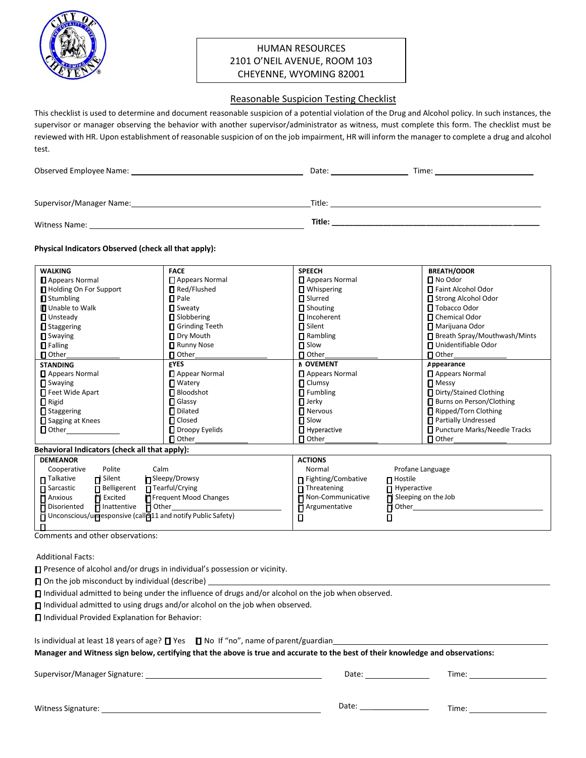HUMAN RESOURCES
2101 O'NEIL AVENUE, ROOM 103
CHEYENNE, WYOMING 82001

## Reasonable Suspicion Testing Checklist

This checklist is used to determine and document reasonable suspicion of a potential violation of the Drug and Alcohol policy. In such instances, the supervisor or manager observing the behavior with another supervisor/administrator as witness, must complete this form. The checklist must be reviewed with HR. Upon establishment of reasonable suspicion of on the job impairment, HR will inform the manager to complete a drug and alcohol test.

Observed Employee Name: ______________________ Date: ____________ Time: ______________

Supervisor/Manager Name: ______________________ Title: ______________________

Witness Name: ______________________ **Title:** ______________________

**Physical Indicators Observed (check all that apply):**

| WALKING | FACE | SPEECH | BREATH/ODOR |
|---|---|---|---|
| ☐ Appears Normal | ☐ Appears Normal | ☐ Appears Normal | ☐ No Odor |
| ☐ Holding On For Support | ☐ Red/Flushed | ☐ Whispering | ☐ Faint Alcohol Odor |
| ☐ Stumbling | ☐ Pale | ☐ Slurred | ☐ Strong Alcohol Odor |
| ☐ Unable to Walk | ☐ Sweaty | ☐ Shouting | ☐ Tobacco Odor |
| ☐ Unsteady | ☐ Slobbering | ☐ Incoherent | ☐ Chemical Odor |
| ☐ Staggering | ☐ Grinding Teeth | ☐ Silent | ☐ Marijuana Odor |
| ☐ Swaying | ☐ Dry Mouth | ☐ Rambling | ☐ Breath Spray/Mouthwash/Mints |
| ☐ Falling | ☐ Runny Nose | ☐ Slow | ☐ Unidentifiable Odor |
| ☐ Other______ | ☐ Other______ | ☐ Other______ | ☐ Other______ |
| **STANDING** | **EYES** | **MOVEMENT** | **Appearance** |
| ☐ Appears Normal | ☐ Appear Normal | ☐ Appears Normal | ☐ Appears Normal |
| ☐ Swaying | ☐ Watery | ☐ Clumsy | ☐ Messy |
| ☐ Feet Wide Apart | ☐ Bloodshot | ☐ Fumbling | ☐ Dirty/Stained Clothing |
| ☐ Rigid | ☐ Glassy | ☐ Jerky | ☐ Burns on Person/Clothing |
| ☐ Staggering | ☐ Dilated | ☐ Nervous | ☐ Ripped/Torn Clothing |
| ☐ Sagging at Knees | ☐ Closed | ☐ Slow | ☐ Partially Undressed |
| ☐ Other______ | ☐ Droopy Eyelids | ☐ Hyperactive | ☐ Puncture Marks/Needle Tracks |
| | ☐ Other______ | ☐ Other______ | ☐ Other______ |

**Behavioral Indicators (check all that apply):**

| DEMEANOR | | | ACTIONS | |
|---|---|---|---|---|
| ☐ Cooperative | ☐ Polite | ☐ Calm | ☐ Normal | ☐ Profane Language |
| ☐ Talkative | ☐ Silent | ☐ Sleepy/Drowsy | ☐ Fighting/Combative | ☐ Hostile |
| ☐ Sarcastic | ☐ Belligerent | ☐ Tearful/Crying | ☐ Threatening | ☐ Hyperactive |
| ☐ Anxious | ☐ Excited | ☐ Frequent Mood Changes | ☐ Non-Communicative | ☐ Sleeping on the Job |
| ☐ Disoriented | ☐ Inattentive | ☐ Other______ | ☐ Argumentative | ☐ Other______ |
| ☐ Unconscious/unresponsive (call 911 and notify Public Safety) | | | | |

Comments and other observations:

Additional Facts:

☐ Presence of alcohol and/or drugs in individual's possession or vicinity.

☐ On the job misconduct by individual (describe) ______________________

☐ Individual admitted to being under the influence of drugs and/or alcohol on the job when observed.

☐ Individual admitted to using drugs and/or alcohol on the job when observed.

☐ Individual Provided Explanation for Behavior:

Is individual at least 18 years of age? ☐ Yes ☐ No If "no", name of parent/guardian______________________

**Manager and Witness sign below, certifying that the above is true and accurate to the best of their knowledge and observations:**

Supervisor/Manager Signature: ______________________ Date: ____________ Time: ____________

Witness Signature: ______________________ Date: ____________ Time: ____________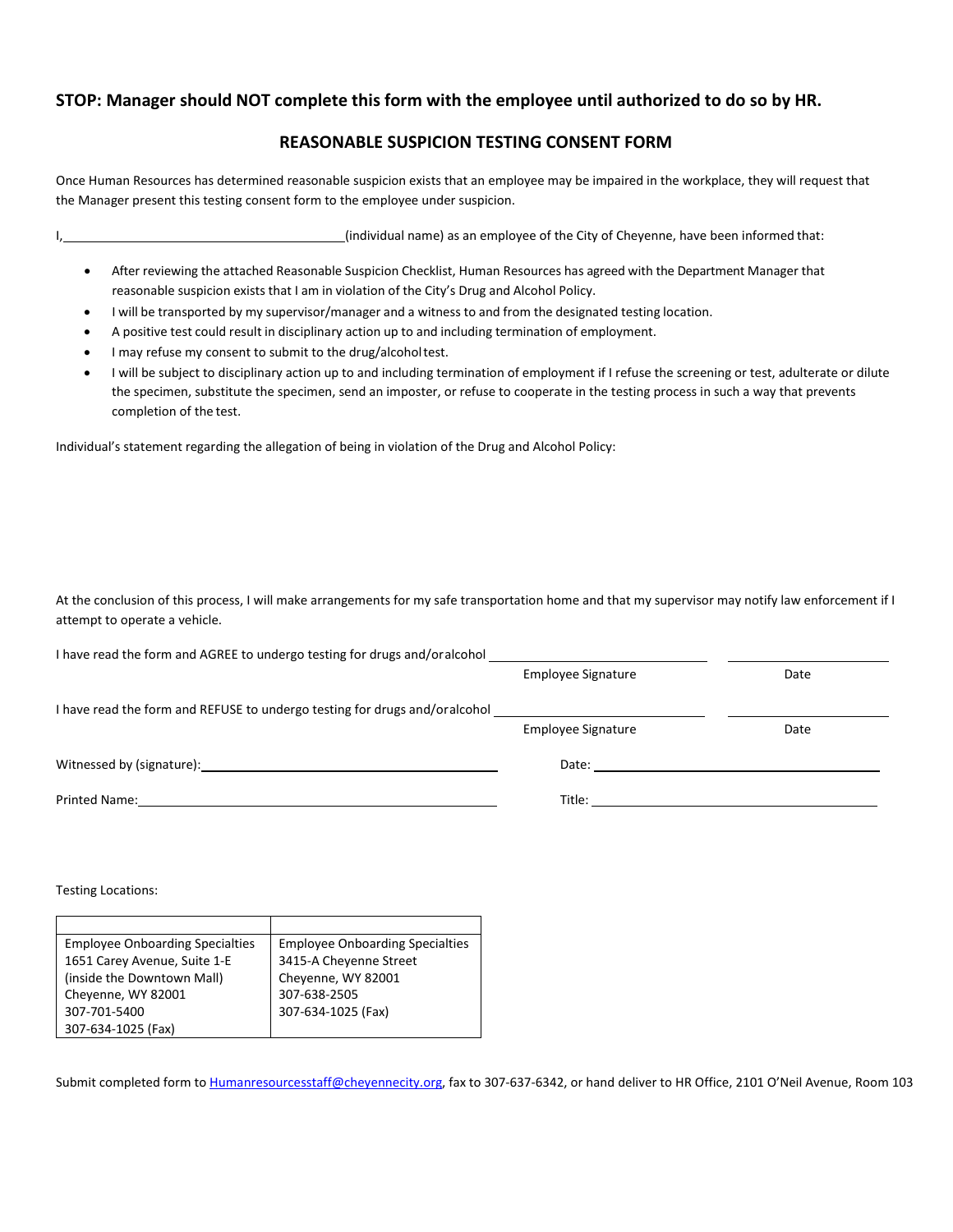**STOP: Manager should NOT complete this form with the employee until authorized to do so by HR.**

## REASONABLE SUSPICION TESTING CONSENT FORM

Once Human Resources has determined reasonable suspicion exists that an employee may be impaired in the workplace, they will request that the Manager present this testing consent form to the employee under suspicion.

I, ________________________________________(individual name) as an employee of the City of Cheyenne, have been informed that:

- After reviewing the attached Reasonable Suspicion Checklist, Human Resources has agreed with the Department Manager that reasonable suspicion exists that I am in violation of the City's Drug and Alcohol Policy.
- I will be transported by my supervisor/manager and a witness to and from the designated testing location.
- A positive test could result in disciplinary action up to and including termination of employment.
- I may refuse my consent to submit to the drug/alcohol test.
- I will be subject to disciplinary action up to and including termination of employment if I refuse the screening or test, adulterate or dilute the specimen, substitute the specimen, send an imposter, or refuse to cooperate in the testing process in such a way that prevents completion of the test.

Individual's statement regarding the allegation of being in violation of the Drug and Alcohol Policy:

At the conclusion of this process, I will make arrangements for my safe transportation home and that my supervisor may notify law enforcement if I attempt to operate a vehicle.

I have read the form and AGREE to undergo testing for drugs and/or alcohol ______________________ ______________

Employee Signature Date

I have read the form and REFUSE to undergo testing for drugs and/or alcohol ______________________ ______________

Employee Signature Date

Witnessed by (signature): ______________________ Date: ______________________

Printed Name: ______________________ Title: ______________________

Testing Locations:

| | |
|---|---|
| Employee Onboarding Specialties<br>1651 Carey Avenue, Suite 1-E<br>(inside the Downtown Mall)<br>Cheyenne, WY 82001<br>307-701-5400<br>307-634-1025 (Fax) | Employee Onboarding Specialties<br>3415-A Cheyenne Street<br>Cheyenne, WY 82001<br>307-638-2505<br>307-634-1025 (Fax) |

Submit completed form to Humanresourcesstaff@cheyennecity.org, fax to 307-637-6342, or hand deliver to HR Office, 2101 O'Neil Avenue, Room 103